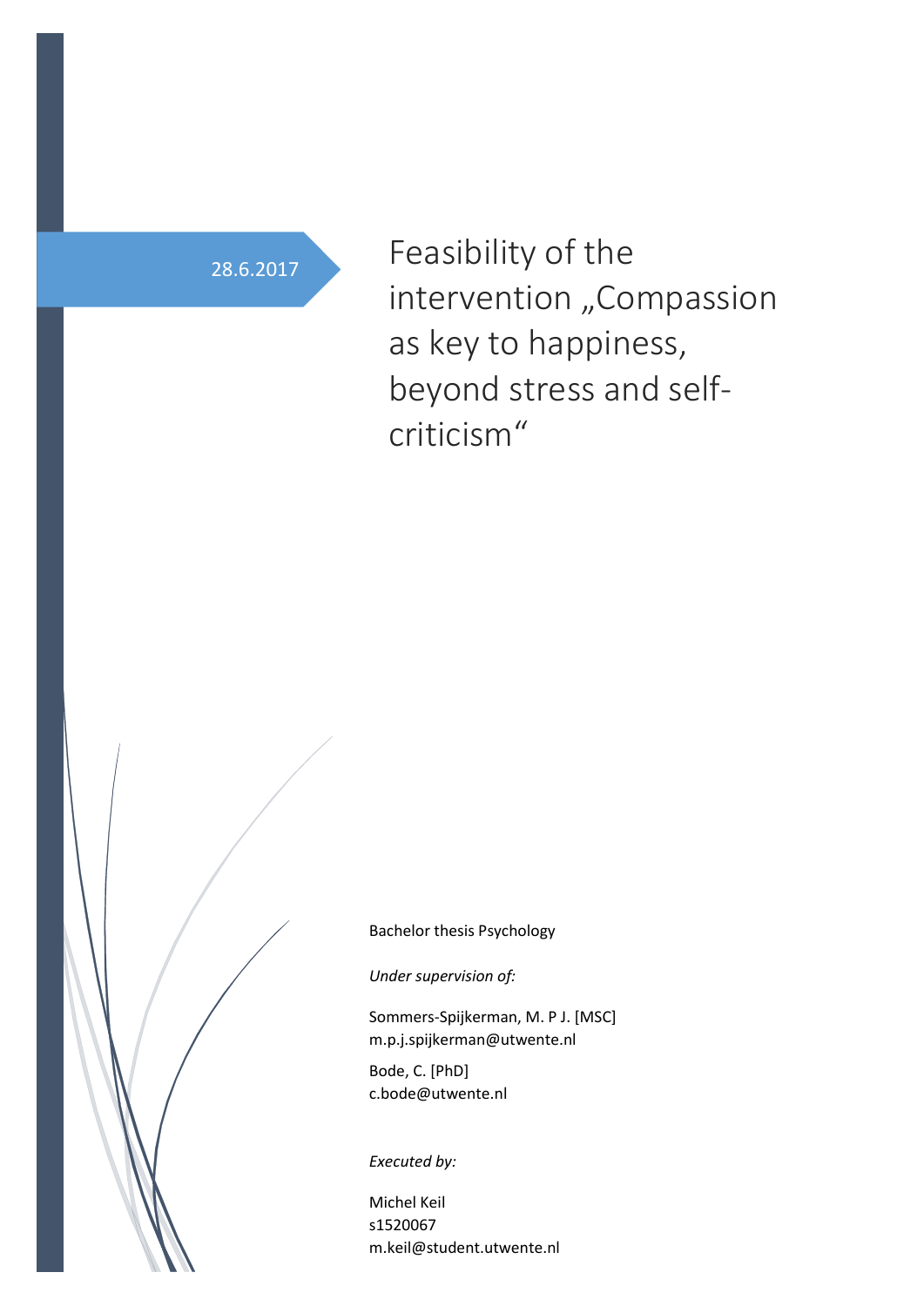28.6.2017

# Feasibility of the intervention „Compassion as key to happiness, beyond stress and self-criticism“

Bachelor thesis Psychology

*Under supervision of:*

Sommers-Spijkerman, M. P J. [MSC]
m.p.j.spijkerman@utwente.nl

Bode, C. [PhD]
c.bode@utwente.nl

*Executed by:*

Michel Keil
s1520067
m.keil@student.utwente.nl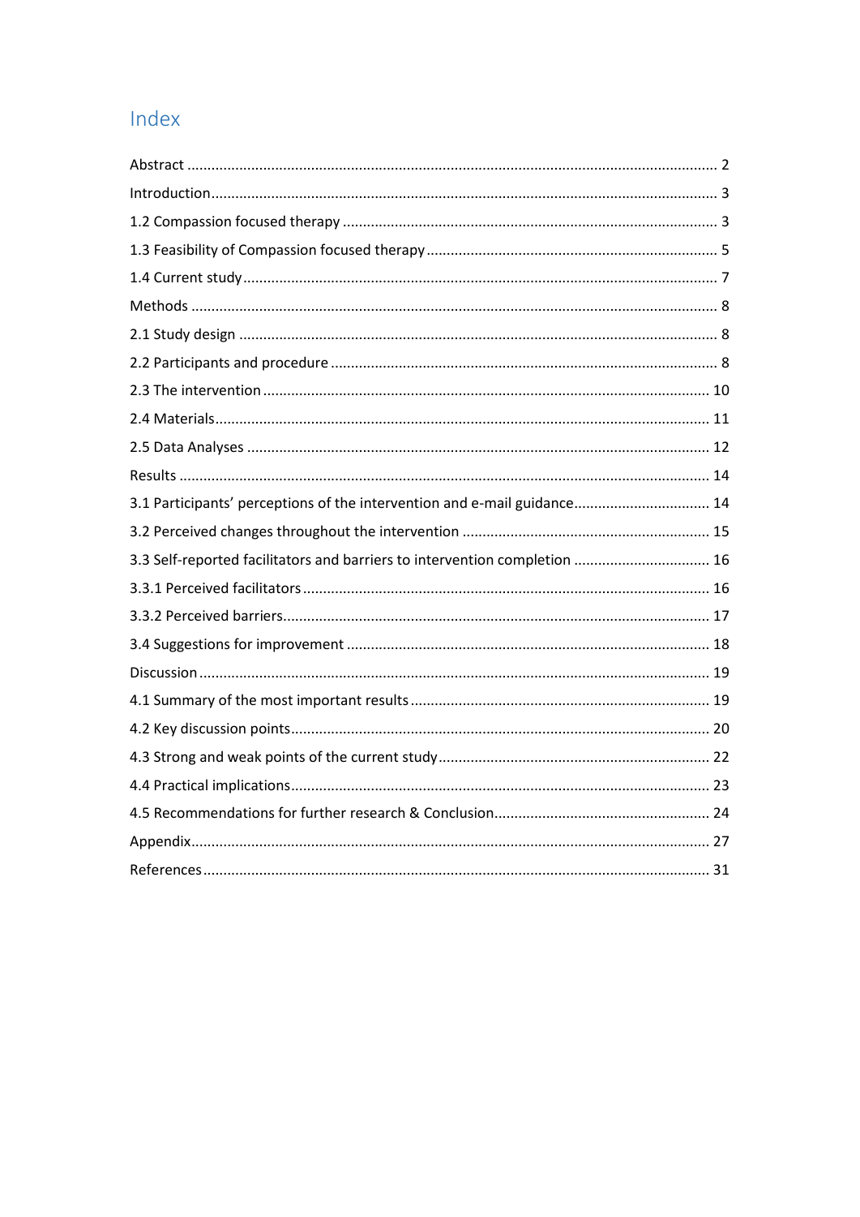# Index

Abstract ........................................................................................................................ 2

Introduction ................................................................................................................... 3

1.2 Compassion focused therapy .................................................................................... 3

1.3 Feasibility of Compassion focused therapy ............................................................... 5

1.4 Current study ............................................................................................................ 7

Methods ........................................................................................................................ 8

2.1 Study design ............................................................................................................. 8

2.2 Participants and procedure ....................................................................................... 8

2.3 The intervention ...................................................................................................... 10

2.4 Materials ................................................................................................................. 11

2.5 Data Analyses .......................................................................................................... 12

Results ......................................................................................................................... 14

3.1 Participants' perceptions of the intervention and e-mail guidance ........................... 14

3.2 Perceived changes throughout the intervention ...................................................... 15

3.3 Self-reported facilitators and barriers to intervention completion ............................ 16

3.3.1 Perceived facilitators ............................................................................................ 16

3.3.2 Perceived barriers ................................................................................................. 17

3.4 Suggestions for improvement .................................................................................. 18

Discussion .................................................................................................................... 19

4.1 Summary of the most important results ................................................................... 19

4.2 Key discussion points ............................................................................................... 20

4.3 Strong and weak points of the current study ........................................................... 22

4.4 Practical implications ............................................................................................... 23

4.5 Recommendations for further research & Conclusion ............................................. 24

Appendix ...................................................................................................................... 27

References .................................................................................................................... 31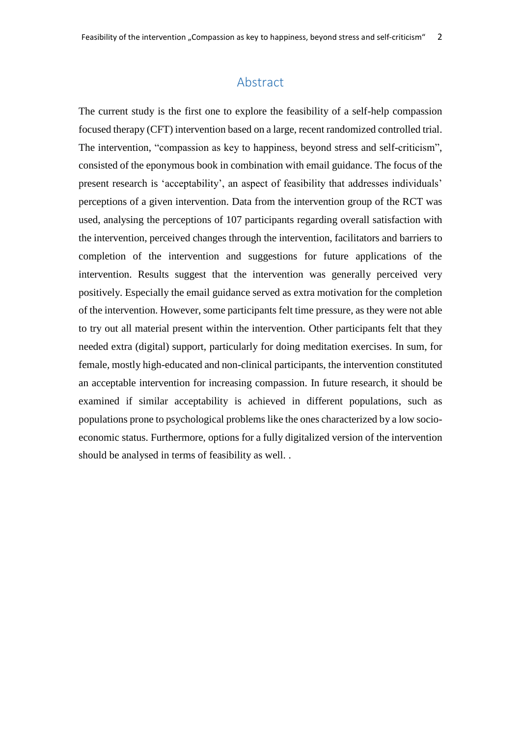# Abstract

The current study is the first one to explore the feasibility of a self-help compassion focused therapy (CFT) intervention based on a large, recent randomized controlled trial. The intervention, “compassion as key to happiness, beyond stress and self-criticism”, consisted of the eponymous book in combination with email guidance. The focus of the present research is ‘acceptability’, an aspect of feasibility that addresses individuals’ perceptions of a given intervention. Data from the intervention group of the RCT was used, analysing the perceptions of 107 participants regarding overall satisfaction with the intervention, perceived changes through the intervention, facilitators and barriers to completion of the intervention and suggestions for future applications of the intervention. Results suggest that the intervention was generally perceived very positively. Especially the email guidance served as extra motivation for the completion of the intervention. However, some participants felt time pressure, as they were not able to try out all material present within the intervention. Other participants felt that they needed extra (digital) support, particularly for doing meditation exercises. In sum, for female, mostly high-educated and non-clinical participants, the intervention constituted an acceptable intervention for increasing compassion. In future research, it should be examined if similar acceptability is achieved in different populations, such as populations prone to psychological problems like the ones characterized by a low socio-economic status. Furthermore, options for a fully digitalized version of the intervention should be analysed in terms of feasibility as well. .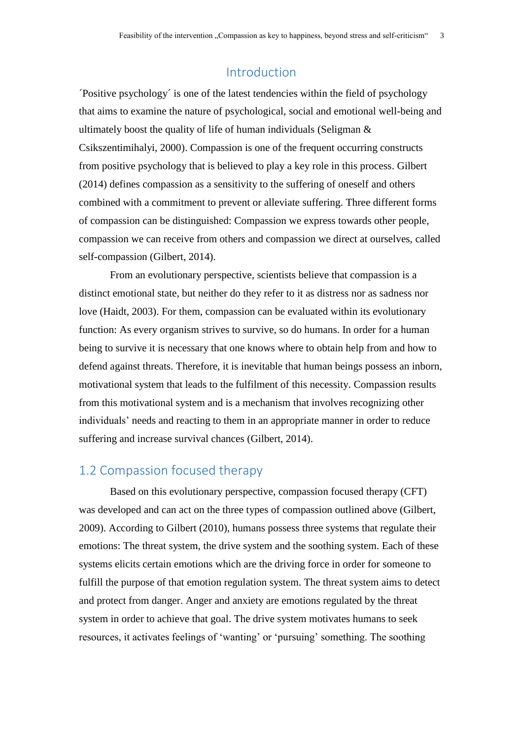# Introduction

´Positive psychology´ is one of the latest tendencies within the field of psychology that aims to examine the nature of psychological, social and emotional well-being and ultimately boost the quality of life of human individuals (Seligman & Csikszentimihalyi, 2000). Compassion is one of the frequent occurring constructs from positive psychology that is believed to play a key role in this process. Gilbert (2014) defines compassion as a sensitivity to the suffering of oneself and others combined with a commitment to prevent or alleviate suffering. Three different forms of compassion can be distinguished: Compassion we express towards other people, compassion we can receive from others and compassion we direct at ourselves, called self-compassion (Gilbert, 2014).

From an evolutionary perspective, scientists believe that compassion is a distinct emotional state, but neither do they refer to it as distress nor as sadness nor love (Haidt, 2003). For them, compassion can be evaluated within its evolutionary function: As every organism strives to survive, so do humans. In order for a human being to survive it is necessary that one knows where to obtain help from and how to defend against threats. Therefore, it is inevitable that human beings possess an inborn, motivational system that leads to the fulfilment of this necessity. Compassion results from this motivational system and is a mechanism that involves recognizing other individuals' needs and reacting to them in an appropriate manner in order to reduce suffering and increase survival chances (Gilbert, 2014).

## 1.2 Compassion focused therapy

Based on this evolutionary perspective, compassion focused therapy (CFT) was developed and can act on the three types of compassion outlined above (Gilbert, 2009). According to Gilbert (2010), humans possess three systems that regulate their emotions: The threat system, the drive system and the soothing system. Each of these systems elicits certain emotions which are the driving force in order for someone to fulfill the purpose of that emotion regulation system. The threat system aims to detect and protect from danger. Anger and anxiety are emotions regulated by the threat system in order to achieve that goal. The drive system motivates humans to seek resources, it activates feelings of 'wanting' or 'pursuing' something. The soothing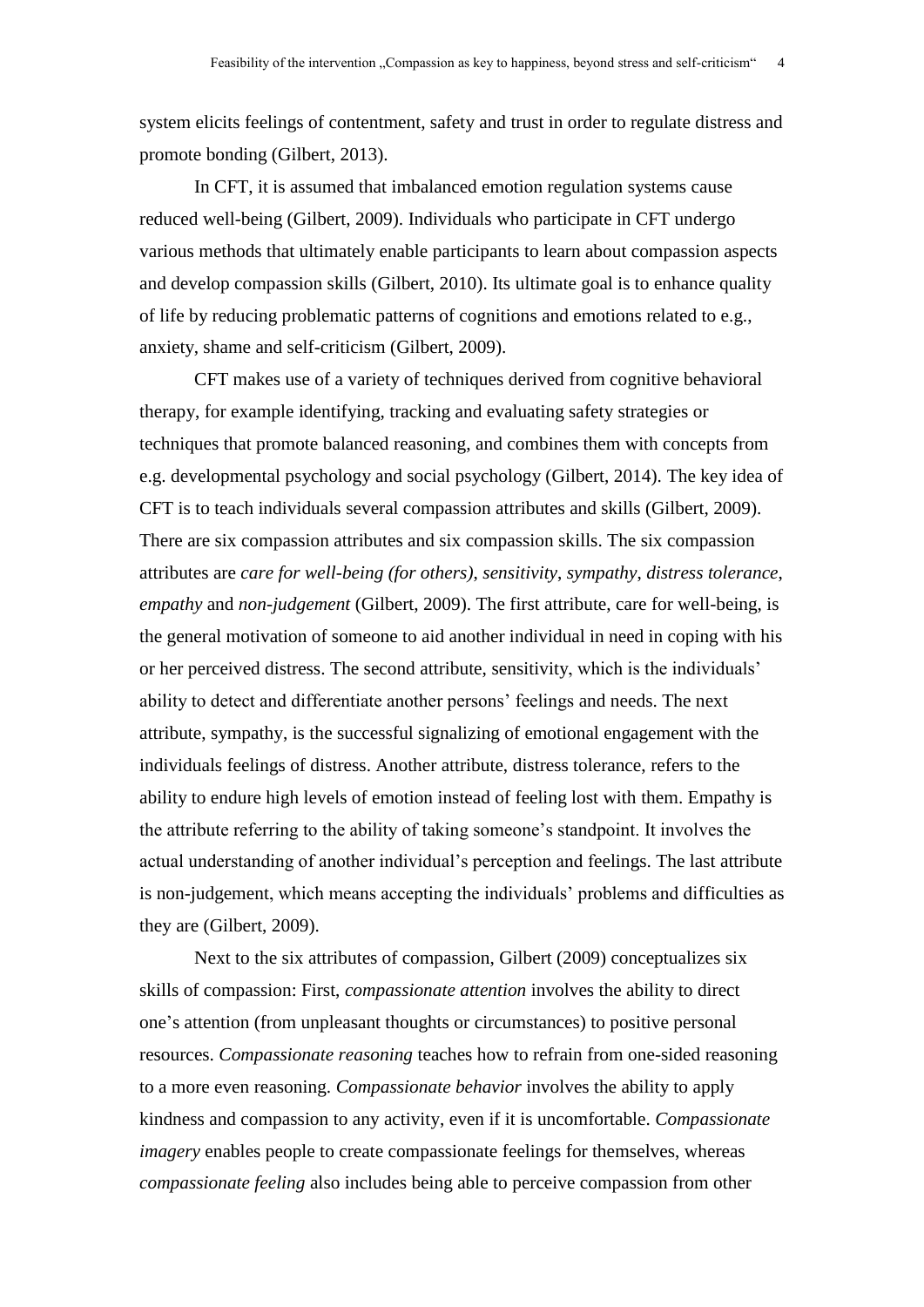system elicits feelings of contentment, safety and trust in order to regulate distress and promote bonding (Gilbert, 2013).

In CFT, it is assumed that imbalanced emotion regulation systems cause reduced well-being (Gilbert, 2009). Individuals who participate in CFT undergo various methods that ultimately enable participants to learn about compassion aspects and develop compassion skills (Gilbert, 2010). Its ultimate goal is to enhance quality of life by reducing problematic patterns of cognitions and emotions related to e.g., anxiety, shame and self-criticism (Gilbert, 2009).

CFT makes use of a variety of techniques derived from cognitive behavioral therapy, for example identifying, tracking and evaluating safety strategies or techniques that promote balanced reasoning, and combines them with concepts from e.g. developmental psychology and social psychology (Gilbert, 2014). The key idea of CFT is to teach individuals several compassion attributes and skills (Gilbert, 2009). There are six compassion attributes and six compassion skills. The six compassion attributes are *care for well-being (for others)*, *sensitivity*, *sympathy*, *distress tolerance*, *empathy* and *non-judgement* (Gilbert, 2009). The first attribute, care for well-being, is the general motivation of someone to aid another individual in need in coping with his or her perceived distress. The second attribute, sensitivity, which is the individuals' ability to detect and differentiate another persons' feelings and needs. The next attribute, sympathy, is the successful signalizing of emotional engagement with the individuals feelings of distress. Another attribute, distress tolerance, refers to the ability to endure high levels of emotion instead of feeling lost with them. Empathy is the attribute referring to the ability of taking someone's standpoint. It involves the actual understanding of another individual's perception and feelings. The last attribute is non-judgement, which means accepting the individuals' problems and difficulties as they are (Gilbert, 2009).

Next to the six attributes of compassion, Gilbert (2009) conceptualizes six skills of compassion: First, *compassionate attention* involves the ability to direct one's attention (from unpleasant thoughts or circumstances) to positive personal resources. *Compassionate reasoning* teaches how to refrain from one-sided reasoning to a more even reasoning. *Compassionate behavior* involves the ability to apply kindness and compassion to any activity, even if it is uncomfortable. *Compassionate imagery* enables people to create compassionate feelings for themselves, whereas *compassionate feeling* also includes being able to perceive compassion from other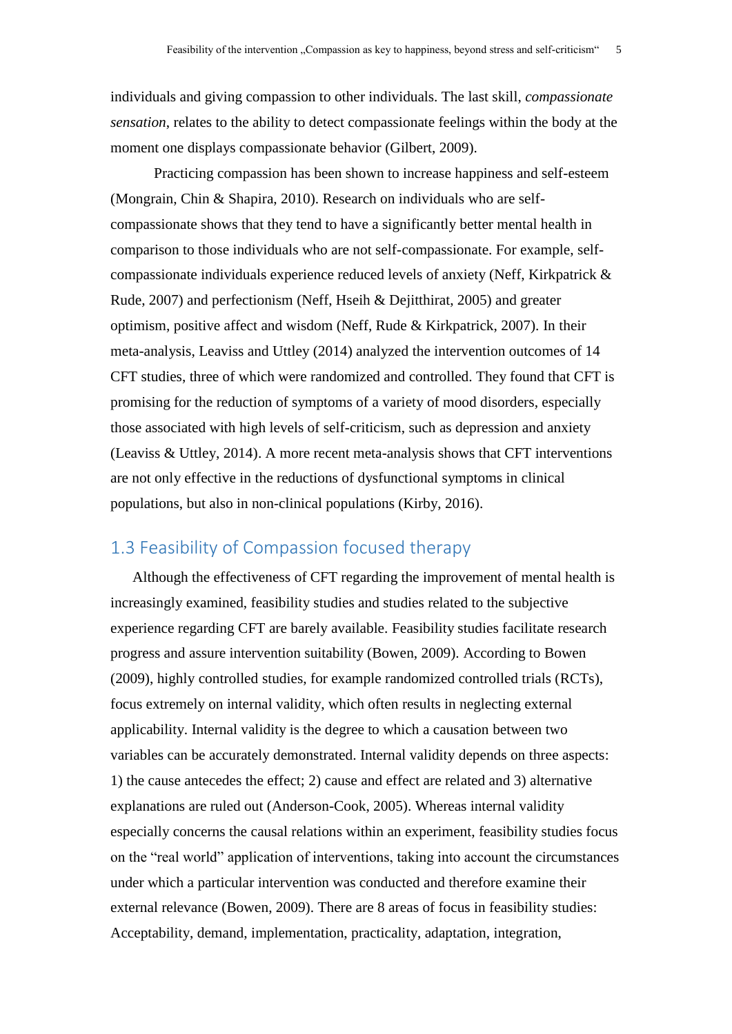individuals and giving compassion to other individuals. The last skill, *compassionate sensation*, relates to the ability to detect compassionate feelings within the body at the moment one displays compassionate behavior (Gilbert, 2009).

Practicing compassion has been shown to increase happiness and self-esteem (Mongrain, Chin & Shapira, 2010). Research on individuals who are self-compassionate shows that they tend to have a significantly better mental health in comparison to those individuals who are not self-compassionate. For example, self-compassionate individuals experience reduced levels of anxiety (Neff, Kirkpatrick & Rude, 2007) and perfectionism (Neff, Hseih & Dejitthirat, 2005) and greater optimism, positive affect and wisdom (Neff, Rude & Kirkpatrick, 2007). In their meta-analysis, Leaviss and Uttley (2014) analyzed the intervention outcomes of 14 CFT studies, three of which were randomized and controlled. They found that CFT is promising for the reduction of symptoms of a variety of mood disorders, especially those associated with high levels of self-criticism, such as depression and anxiety (Leaviss & Uttley, 2014). A more recent meta-analysis shows that CFT interventions are not only effective in the reductions of dysfunctional symptoms in clinical populations, but also in non-clinical populations (Kirby, 2016).

## 1.3 Feasibility of Compassion focused therapy

Although the effectiveness of CFT regarding the improvement of mental health is increasingly examined, feasibility studies and studies related to the subjective experience regarding CFT are barely available. Feasibility studies facilitate research progress and assure intervention suitability (Bowen, 2009). According to Bowen (2009), highly controlled studies, for example randomized controlled trials (RCTs), focus extremely on internal validity, which often results in neglecting external applicability. Internal validity is the degree to which a causation between two variables can be accurately demonstrated. Internal validity depends on three aspects: 1) the cause antecedes the effect; 2) cause and effect are related and 3) alternative explanations are ruled out (Anderson-Cook, 2005). Whereas internal validity especially concerns the causal relations within an experiment, feasibility studies focus on the "real world" application of interventions, taking into account the circumstances under which a particular intervention was conducted and therefore examine their external relevance (Bowen, 2009). There are 8 areas of focus in feasibility studies: Acceptability, demand, implementation, practicality, adaptation, integration,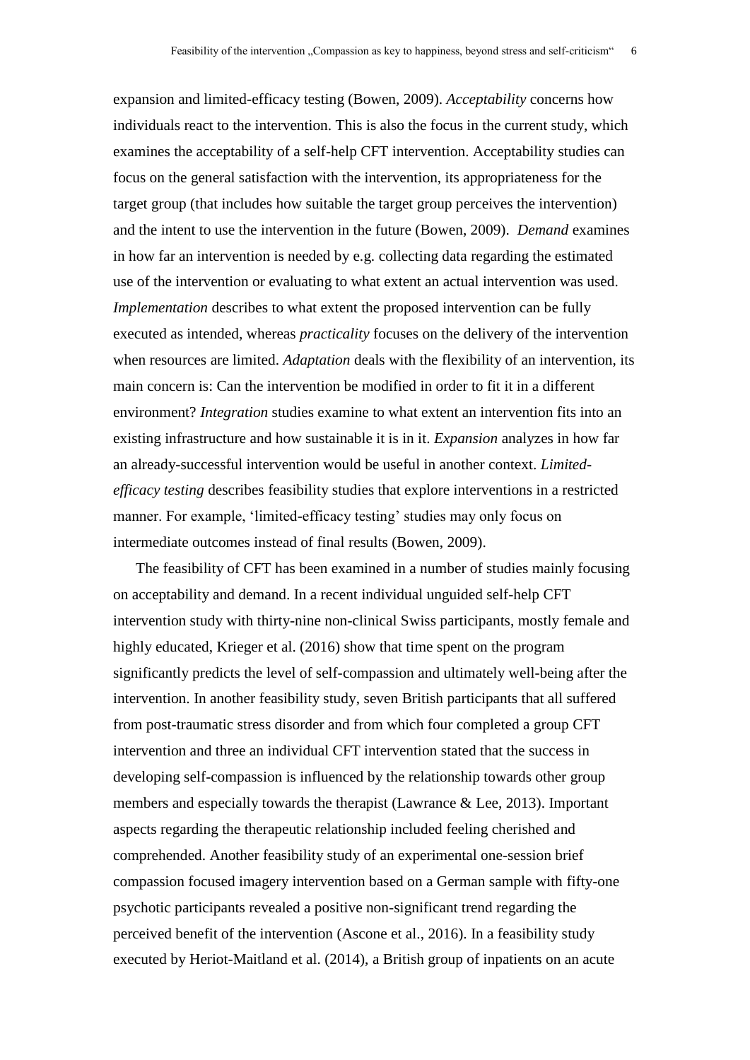expansion and limited-efficacy testing (Bowen, 2009). *Acceptability* concerns how individuals react to the intervention. This is also the focus in the current study, which examines the acceptability of a self-help CFT intervention. Acceptability studies can focus on the general satisfaction with the intervention, its appropriateness for the target group (that includes how suitable the target group perceives the intervention) and the intent to use the intervention in the future (Bowen, 2009). *Demand* examines in how far an intervention is needed by e.g. collecting data regarding the estimated use of the intervention or evaluating to what extent an actual intervention was used. *Implementation* describes to what extent the proposed intervention can be fully executed as intended, whereas *practicality* focuses on the delivery of the intervention when resources are limited. *Adaptation* deals with the flexibility of an intervention, its main concern is: Can the intervention be modified in order to fit it in a different environment? *Integration* studies examine to what extent an intervention fits into an existing infrastructure and how sustainable it is in it. *Expansion* analyzes in how far an already-successful intervention would be useful in another context. *Limited-efficacy testing* describes feasibility studies that explore interventions in a restricted manner. For example, 'limited-efficacy testing' studies may only focus on intermediate outcomes instead of final results (Bowen, 2009).

The feasibility of CFT has been examined in a number of studies mainly focusing on acceptability and demand. In a recent individual unguided self-help CFT intervention study with thirty-nine non-clinical Swiss participants, mostly female and highly educated, Krieger et al. (2016) show that time spent on the program significantly predicts the level of self-compassion and ultimately well-being after the intervention. In another feasibility study, seven British participants that all suffered from post-traumatic stress disorder and from which four completed a group CFT intervention and three an individual CFT intervention stated that the success in developing self-compassion is influenced by the relationship towards other group members and especially towards the therapist (Lawrance & Lee, 2013). Important aspects regarding the therapeutic relationship included feeling cherished and comprehended. Another feasibility study of an experimental one-session brief compassion focused imagery intervention based on a German sample with fifty-one psychotic participants revealed a positive non-significant trend regarding the perceived benefit of the intervention (Ascone et al., 2016). In a feasibility study executed by Heriot-Maitland et al. (2014), a British group of inpatients on an acute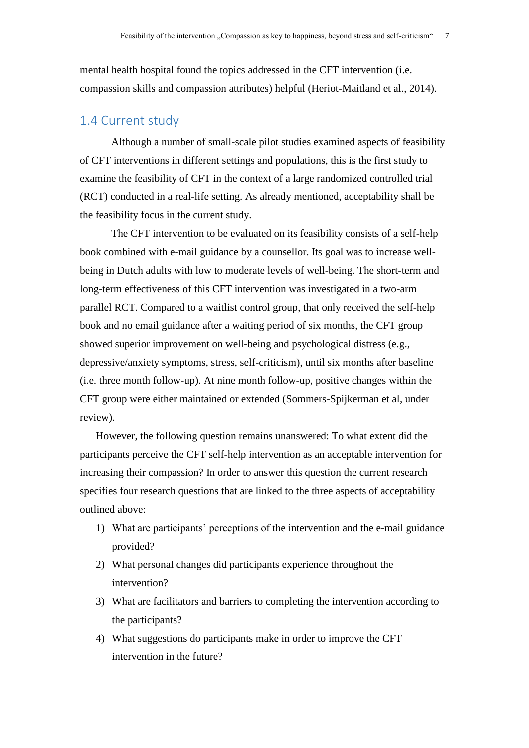mental health hospital found the topics addressed in the CFT intervention (i.e. compassion skills and compassion attributes) helpful (Heriot-Maitland et al., 2014).

## 1.4 Current study

Although a number of small-scale pilot studies examined aspects of feasibility of CFT interventions in different settings and populations, this is the first study to examine the feasibility of CFT in the context of a large randomized controlled trial (RCT) conducted in a real-life setting. As already mentioned, acceptability shall be the feasibility focus in the current study.

The CFT intervention to be evaluated on its feasibility consists of a self-help book combined with e-mail guidance by a counsellor. Its goal was to increase well-being in Dutch adults with low to moderate levels of well-being. The short-term and long-term effectiveness of this CFT intervention was investigated in a two-arm parallel RCT. Compared to a waitlist control group, that only received the self-help book and no email guidance after a waiting period of six months, the CFT group showed superior improvement on well-being and psychological distress (e.g., depressive/anxiety symptoms, stress, self-criticism), until six months after baseline (i.e. three month follow-up). At nine month follow-up, positive changes within the CFT group were either maintained or extended (Sommers-Spijkerman et al, under review).

However, the following question remains unanswered: To what extent did the participants perceive the CFT self-help intervention as an acceptable intervention for increasing their compassion? In order to answer this question the current research specifies four research questions that are linked to the three aspects of acceptability outlined above:

1) What are participants' perceptions of the intervention and the e-mail guidance provided?
2) What personal changes did participants experience throughout the intervention?
3) What are facilitators and barriers to completing the intervention according to the participants?
4) What suggestions do participants make in order to improve the CFT intervention in the future?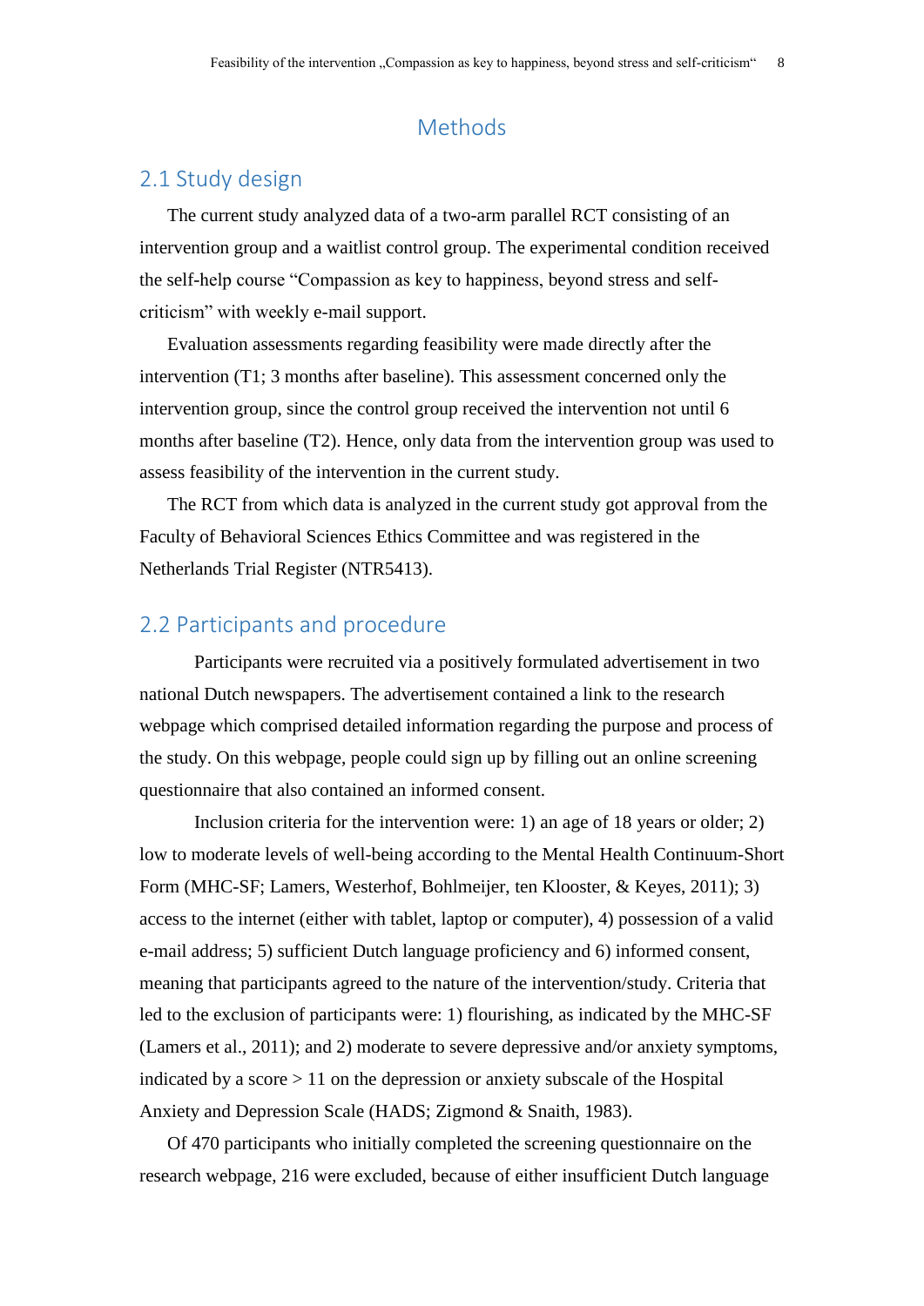# Methods

## 2.1 Study design

The current study analyzed data of a two-arm parallel RCT consisting of an intervention group and a waitlist control group. The experimental condition received the self-help course "Compassion as key to happiness, beyond stress and self-criticism" with weekly e-mail support.

Evaluation assessments regarding feasibility were made directly after the intervention (T1; 3 months after baseline). This assessment concerned only the intervention group, since the control group received the intervention not until 6 months after baseline (T2). Hence, only data from the intervention group was used to assess feasibility of the intervention in the current study.

The RCT from which data is analyzed in the current study got approval from the Faculty of Behavioral Sciences Ethics Committee and was registered in the Netherlands Trial Register (NTR5413).

## 2.2 Participants and procedure

Participants were recruited via a positively formulated advertisement in two national Dutch newspapers. The advertisement contained a link to the research webpage which comprised detailed information regarding the purpose and process of the study. On this webpage, people could sign up by filling out an online screening questionnaire that also contained an informed consent.

Inclusion criteria for the intervention were: 1) an age of 18 years or older; 2) low to moderate levels of well-being according to the Mental Health Continuum-Short Form (MHC-SF; Lamers, Westerhof, Bohlmeijer, ten Klooster, & Keyes, 2011); 3) access to the internet (either with tablet, laptop or computer), 4) possession of a valid e-mail address; 5) sufficient Dutch language proficiency and 6) informed consent, meaning that participants agreed to the nature of the intervention/study. Criteria that led to the exclusion of participants were: 1) flourishing, as indicated by the MHC-SF (Lamers et al., 2011); and 2) moderate to severe depressive and/or anxiety symptoms, indicated by a score > 11 on the depression or anxiety subscale of the Hospital Anxiety and Depression Scale (HADS; Zigmond & Snaith, 1983).

Of 470 participants who initially completed the screening questionnaire on the research webpage, 216 were excluded, because of either insufficient Dutch language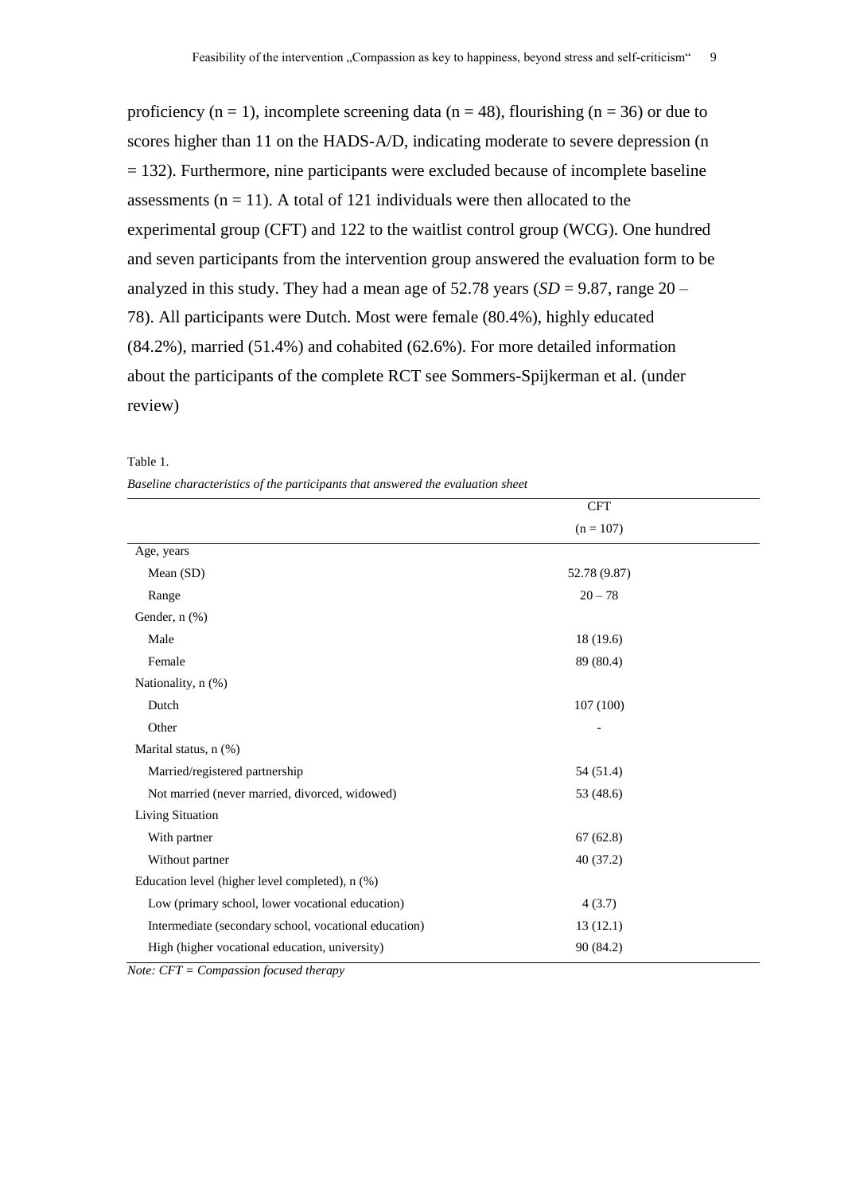proficiency (n = 1), incomplete screening data (n = 48), flourishing (n = 36) or due to scores higher than 11 on the HADS-A/D, indicating moderate to severe depression (n = 132). Furthermore, nine participants were excluded because of incomplete baseline assessments (n = 11). A total of 121 individuals were then allocated to the experimental group (CFT) and 122 to the waitlist control group (WCG). One hundred and seven participants from the intervention group answered the evaluation form to be analyzed in this study. They had a mean age of 52.78 years (*SD* = 9.87, range 20 – 78). All participants were Dutch. Most were female (80.4%), highly educated (84.2%), married (51.4%) and cohabited (62.6%). For more detailed information about the participants of the complete RCT see Sommers-Spijkerman et al. (under review)

Table 1.

*Baseline characteristics of the participants that answered the evaluation sheet*

| | CFT (n = 107) |
|---|---|
| Age, years | |
| Mean (SD) | 52.78 (9.87) |
| Range | 20 – 78 |
| Gender, n (%) | |
| Male | 18 (19.6) |
| Female | 89 (80.4) |
| Nationality, n (%) | |
| Dutch | 107 (100) |
| Other | - |
| Marital status, n (%) | |
| Married/registered partnership | 54 (51.4) |
| Not married (never married, divorced, widowed) | 53 (48.6) |
| Living Situation | |
| With partner | 67 (62.8) |
| Without partner | 40 (37.2) |
| Education level (higher level completed), n (%) | |
| Low (primary school, lower vocational education) | 4 (3.7) |
| Intermediate (secondary school, vocational education) | 13 (12.1) |
| High (higher vocational education, university) | 90 (84.2) |

*Note: CFT = Compassion focused therapy*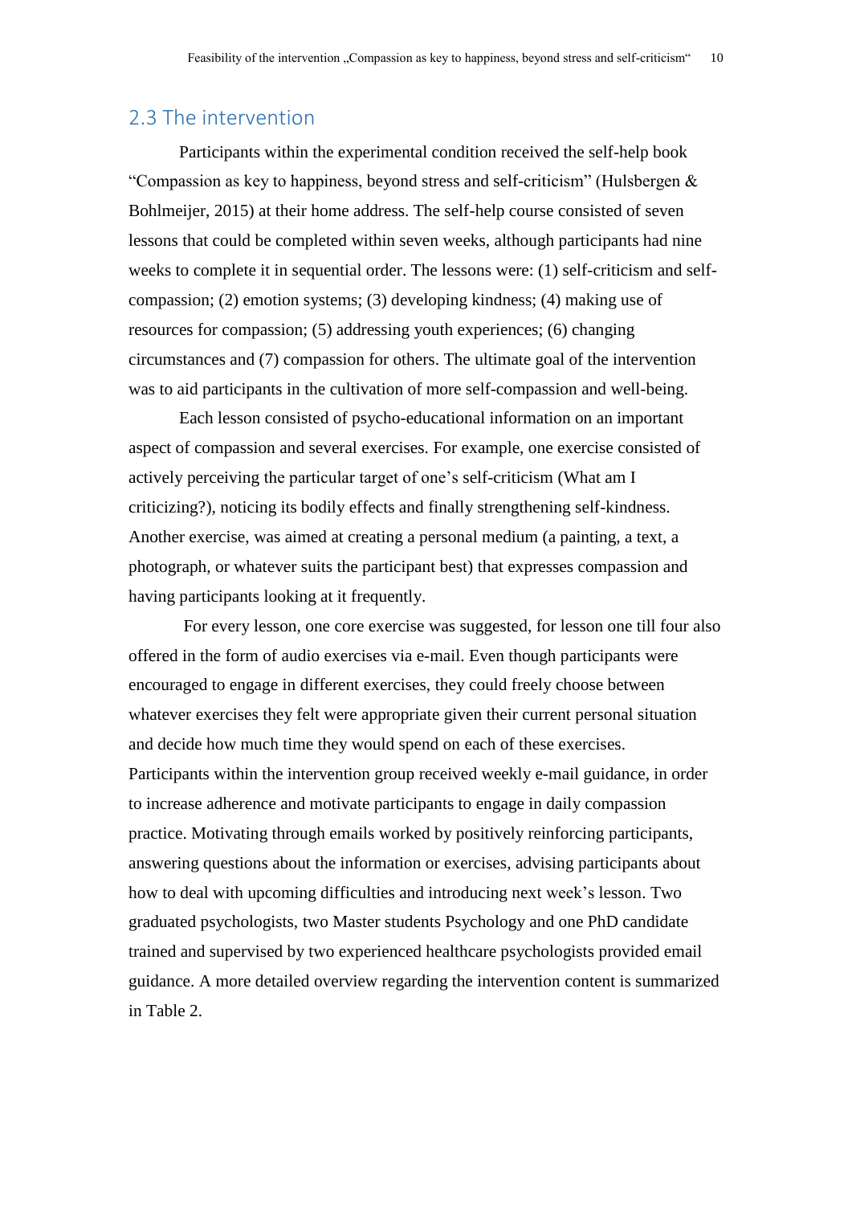## 2.3 The intervention

Participants within the experimental condition received the self-help book "Compassion as key to happiness, beyond stress and self-criticism" (Hulsbergen & Bohlmeijer, 2015) at their home address. The self-help course consisted of seven lessons that could be completed within seven weeks, although participants had nine weeks to complete it in sequential order. The lessons were: (1) self-criticism and self-compassion; (2) emotion systems; (3) developing kindness; (4) making use of resources for compassion; (5) addressing youth experiences; (6) changing circumstances and (7) compassion for others. The ultimate goal of the intervention was to aid participants in the cultivation of more self-compassion and well-being.

Each lesson consisted of psycho-educational information on an important aspect of compassion and several exercises. For example, one exercise consisted of actively perceiving the particular target of one's self-criticism (What am I criticizing?), noticing its bodily effects and finally strengthening self-kindness. Another exercise, was aimed at creating a personal medium (a painting, a text, a photograph, or whatever suits the participant best) that expresses compassion and having participants looking at it frequently.

For every lesson, one core exercise was suggested, for lesson one till four also offered in the form of audio exercises via e-mail. Even though participants were encouraged to engage in different exercises, they could freely choose between whatever exercises they felt were appropriate given their current personal situation and decide how much time they would spend on each of these exercises. Participants within the intervention group received weekly e-mail guidance, in order to increase adherence and motivate participants to engage in daily compassion practice. Motivating through emails worked by positively reinforcing participants, answering questions about the information or exercises, advising participants about how to deal with upcoming difficulties and introducing next week's lesson. Two graduated psychologists, two Master students Psychology and one PhD candidate trained and supervised by two experienced healthcare psychologists provided email guidance. A more detailed overview regarding the intervention content is summarized in Table 2.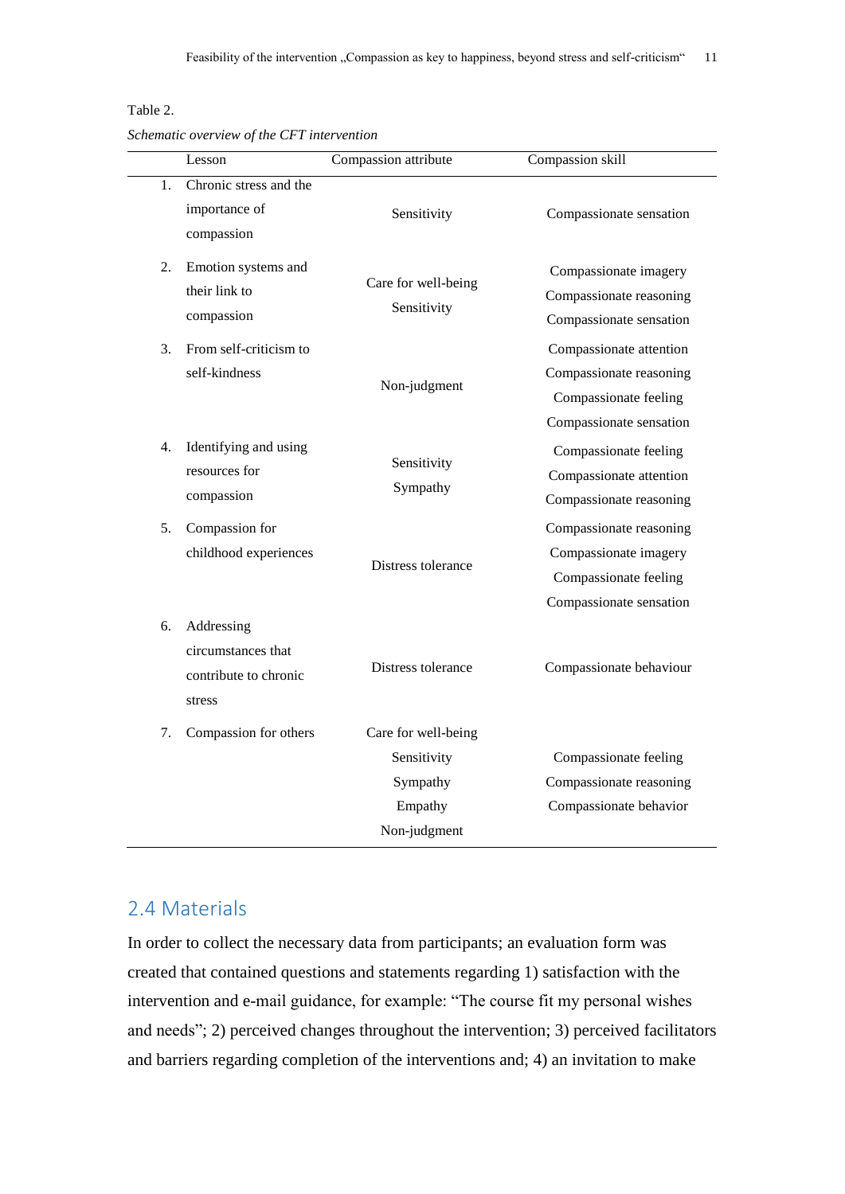Table 2.

*Schematic overview of the CFT intervention*

| | Lesson | Compassion attribute | Compassion skill |
|---|---|---|---|
| 1. | Chronic stress and the importance of compassion | Sensitivity | Compassionate sensation |
| 2. | Emotion systems and their link to compassion | Care for well-being<br>Sensitivity | Compassionate imagery<br>Compassionate reasoning<br>Compassionate sensation |
| 3. | From self-criticism to self-kindness | Non-judgment | Compassionate attention<br>Compassionate reasoning<br>Compassionate feeling<br>Compassionate sensation |
| 4. | Identifying and using resources for compassion | Sensitivity<br>Sympathy | Compassionate feeling<br>Compassionate attention<br>Compassionate reasoning |
| 5. | Compassion for childhood experiences | Distress tolerance | Compassionate reasoning<br>Compassionate imagery<br>Compassionate feeling<br>Compassionate sensation |
| 6. | Addressing circumstances that contribute to chronic stress | Distress tolerance | Compassionate behaviour |
| 7. | Compassion for others | Care for well-being<br>Sensitivity<br>Sympathy<br>Empathy<br>Non-judgment | Compassionate feeling<br>Compassionate reasoning<br>Compassionate behavior |

## 2.4 Materials

In order to collect the necessary data from participants; an evaluation form was created that contained questions and statements regarding 1) satisfaction with the intervention and e-mail guidance, for example: "The course fit my personal wishes and needs"; 2) perceived changes throughout the intervention; 3) perceived facilitators and barriers regarding completion of the interventions and; 4) an invitation to make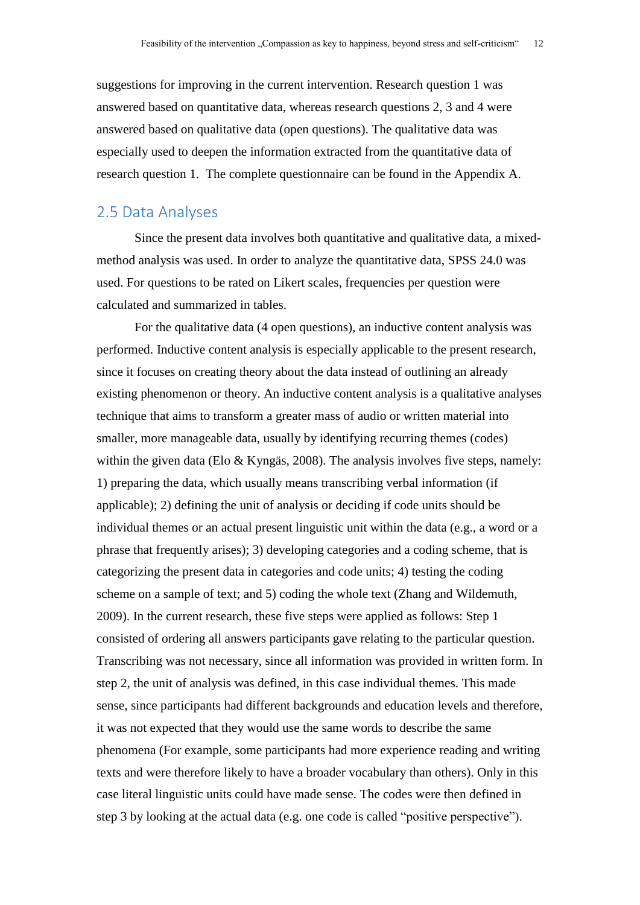suggestions for improving in the current intervention. Research question 1 was answered based on quantitative data, whereas research questions 2, 3 and 4 were answered based on qualitative data (open questions). The qualitative data was especially used to deepen the information extracted from the quantitative data of research question 1. The complete questionnaire can be found in the Appendix A.

## 2.5 Data Analyses

Since the present data involves both quantitative and qualitative data, a mixed-method analysis was used. In order to analyze the quantitative data, SPSS 24.0 was used. For questions to be rated on Likert scales, frequencies per question were calculated and summarized in tables.

For the qualitative data (4 open questions), an inductive content analysis was performed. Inductive content analysis is especially applicable to the present research, since it focuses on creating theory about the data instead of outlining an already existing phenomenon or theory. An inductive content analysis is a qualitative analyses technique that aims to transform a greater mass of audio or written material into smaller, more manageable data, usually by identifying recurring themes (codes) within the given data (Elo & Kyngäs, 2008). The analysis involves five steps, namely: 1) preparing the data, which usually means transcribing verbal information (if applicable); 2) defining the unit of analysis or deciding if code units should be individual themes or an actual present linguistic unit within the data (e.g., a word or a phrase that frequently arises); 3) developing categories and a coding scheme, that is categorizing the present data in categories and code units; 4) testing the coding scheme on a sample of text; and 5) coding the whole text (Zhang and Wildemuth, 2009). In the current research, these five steps were applied as follows: Step 1 consisted of ordering all answers participants gave relating to the particular question. Transcribing was not necessary, since all information was provided in written form. In step 2, the unit of analysis was defined, in this case individual themes. This made sense, since participants had different backgrounds and education levels and therefore, it was not expected that they would use the same words to describe the same phenomena (For example, some participants had more experience reading and writing texts and were therefore likely to have a broader vocabulary than others). Only in this case literal linguistic units could have made sense. The codes were then defined in step 3 by looking at the actual data (e.g. one code is called "positive perspective").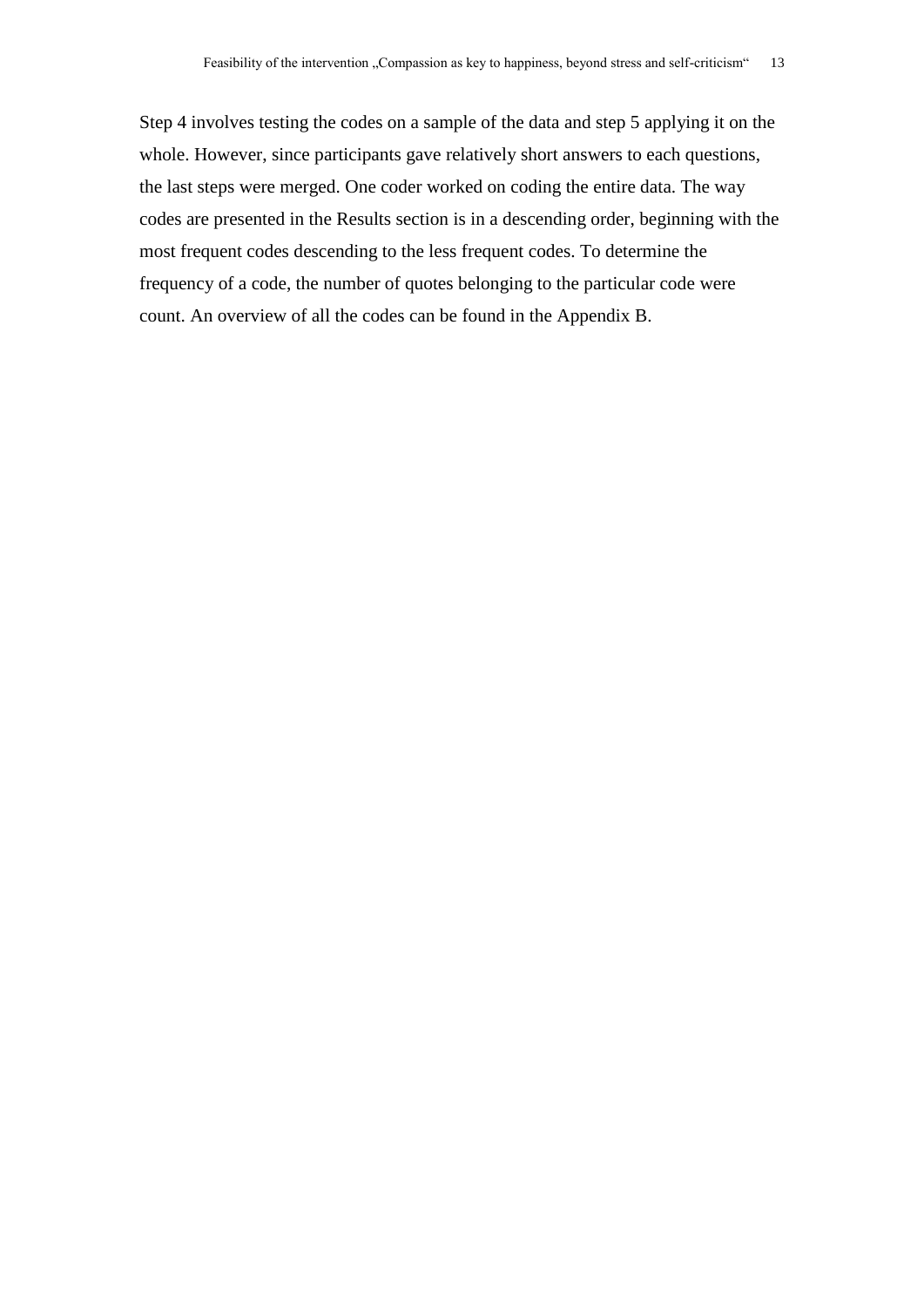Step 4 involves testing the codes on a sample of the data and step 5 applying it on the whole. However, since participants gave relatively short answers to each questions, the last steps were merged. One coder worked on coding the entire data. The way codes are presented in the Results section is in a descending order, beginning with the most frequent codes descending to the less frequent codes. To determine the frequency of a code, the number of quotes belonging to the particular code were count. An overview of all the codes can be found in the Appendix B.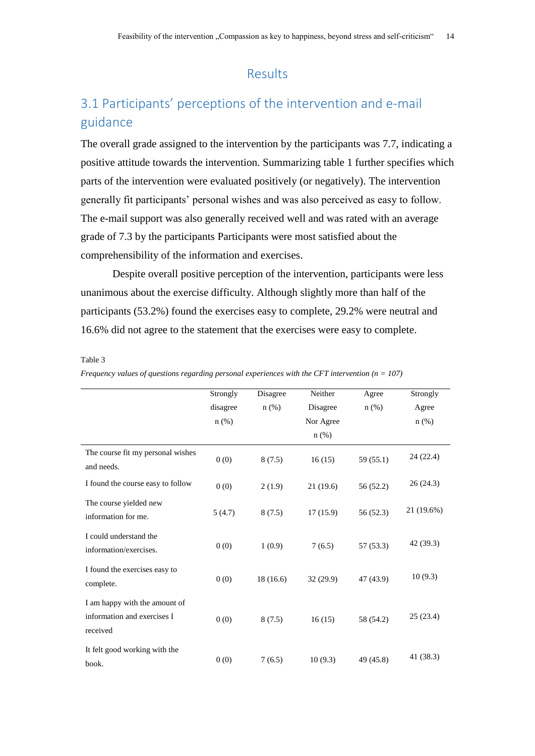# Results

## 3.1 Participants' perceptions of the intervention and e-mail guidance

The overall grade assigned to the intervention by the participants was 7.7, indicating a positive attitude towards the intervention. Summarizing table 1 further specifies which parts of the intervention were evaluated positively (or negatively). The intervention generally fit participants' personal wishes and was also perceived as easy to follow. The e-mail support was also generally received well and was rated with an average grade of 7.3 by the participants Participants were most satisfied about the comprehensibility of the information and exercises.

Despite overall positive perception of the intervention, participants were less unanimous about the exercise difficulty. Although slightly more than half of the participants (53.2%) found the exercises easy to complete, 29.2% were neutral and 16.6% did not agree to the statement that the exercises were easy to complete.

Table 3

*Frequency values of questions regarding personal experiences with the CFT intervention (n = 107)*

| | Strongly disagree n (%) | Disagree n (%) | Neither Disagree Nor Agree n (%) | Agree n (%) | Strongly Agree n (%) |
|---|---|---|---|---|---|
| The course fit my personal wishes and needs. | 0 (0) | 8 (7.5) | 16 (15) | 59 (55.1) | 24 (22.4) |
| I found the course easy to follow | 0 (0) | 2 (1.9) | 21 (19.6) | 56 (52.2) | 26 (24.3) |
| The course yielded new information for me. | 5 (4.7) | 8 (7.5) | 17 (15.9) | 56 (52.3) | 21 (19.6%) |
| I could understand the information/exercises. | 0 (0) | 1 (0.9) | 7 (6.5) | 57 (53.3) | 42 (39.3) |
| I found the exercises easy to complete. | 0 (0) | 18 (16.6) | 32 (29.9) | 47 (43.9) | 10 (9.3) |
| I am happy with the amount of information and exercises I received | 0 (0) | 8 (7.5) | 16 (15) | 58 (54.2) | 25 (23.4) |
| It felt good working with the book. | 0 (0) | 7 (6.5) | 10 (9.3) | 49 (45.8) | 41 (38.3) |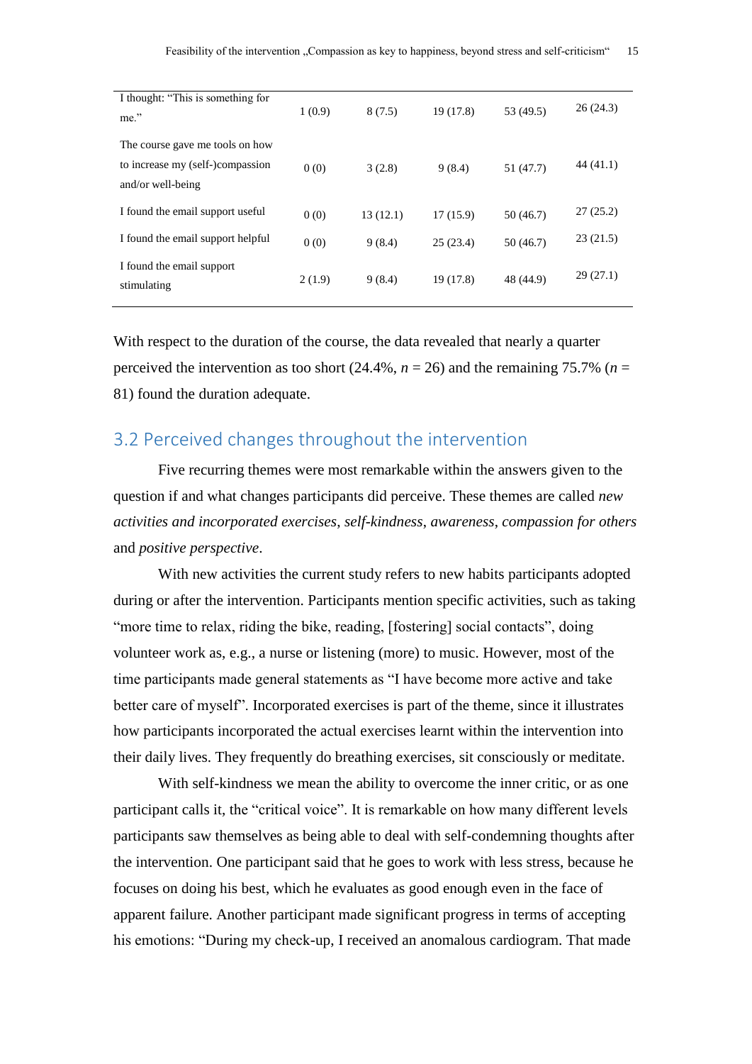| | | | | | |
|---|---|---|---|---|---|
| I thought: "This is something for me." | 1 (0.9) | 8 (7.5) | 19 (17.8) | 53 (49.5) | 26 (24.3) |
| The course gave me tools on how to increase my (self-)compassion and/or well-being | 0 (0) | 3 (2.8) | 9 (8.4) | 51 (47.7) | 44 (41.1) |
| I found the email support useful | 0 (0) | 13 (12.1) | 17 (15.9) | 50 (46.7) | 27 (25.2) |
| I found the email support helpful | 0 (0) | 9 (8.4) | 25 (23.4) | 50 (46.7) | 23 (21.5) |
| I found the email support stimulating | 2 (1.9) | 9 (8.4) | 19 (17.8) | 48 (44.9) | 29 (27.1) |

With respect to the duration of the course, the data revealed that nearly a quarter perceived the intervention as too short (24.4%, $n$ = 26) and the remaining 75.7% ($n$ = 81) found the duration adequate.

## 3.2 Perceived changes throughout the intervention

Five recurring themes were most remarkable within the answers given to the question if and what changes participants did perceive. These themes are called *new activities and incorporated exercises*, *self-kindness*, *awareness*, *compassion for others* and *positive perspective*.

With new activities the current study refers to new habits participants adopted during or after the intervention. Participants mention specific activities, such as taking "more time to relax, riding the bike, reading, [fostering] social contacts", doing volunteer work as, e.g., a nurse or listening (more) to music. However, most of the time participants made general statements as "I have become more active and take better care of myself". Incorporated exercises is part of the theme, since it illustrates how participants incorporated the actual exercises learnt within the intervention into their daily lives. They frequently do breathing exercises, sit consciously or meditate.

With self-kindness we mean the ability to overcome the inner critic, or as one participant calls it, the "critical voice". It is remarkable on how many different levels participants saw themselves as being able to deal with self-condemning thoughts after the intervention. One participant said that he goes to work with less stress, because he focuses on doing his best, which he evaluates as good enough even in the face of apparent failure. Another participant made significant progress in terms of accepting his emotions: "During my check-up, I received an anomalous cardiogram. That made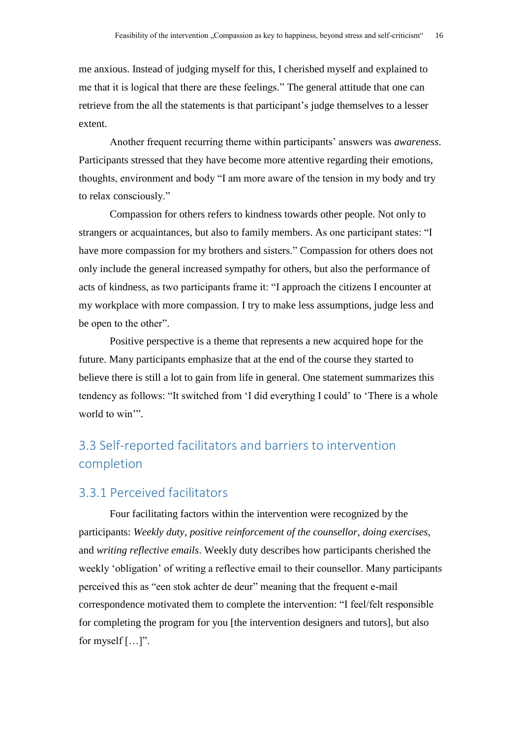me anxious. Instead of judging myself for this, I cherished myself and explained to me that it is logical that there are these feelings." The general attitude that one can retrieve from the all the statements is that participant's judge themselves to a lesser extent.

Another frequent recurring theme within participants' answers was *awareness*. Participants stressed that they have become more attentive regarding their emotions, thoughts, environment and body "I am more aware of the tension in my body and try to relax consciously."

Compassion for others refers to kindness towards other people. Not only to strangers or acquaintances, but also to family members. As one participant states: "I have more compassion for my brothers and sisters." Compassion for others does not only include the general increased sympathy for others, but also the performance of acts of kindness, as two participants frame it: "I approach the citizens I encounter at my workplace with more compassion. I try to make less assumptions, judge less and be open to the other".

Positive perspective is a theme that represents a new acquired hope for the future. Many participants emphasize that at the end of the course they started to believe there is still a lot to gain from life in general. One statement summarizes this tendency as follows: "It switched from 'I did everything I could' to 'There is a whole world to win'".

## 3.3 Self-reported facilitators and barriers to intervention completion

### 3.3.1 Perceived facilitators

Four facilitating factors within the intervention were recognized by the participants: *Weekly duty*, *positive reinforcement of the counsellor*, *doing exercises*, and *writing reflective emails*. Weekly duty describes how participants cherished the weekly 'obligation' of writing a reflective email to their counsellor. Many participants perceived this as "een stok achter de deur" meaning that the frequent e-mail correspondence motivated them to complete the intervention: "I feel/felt responsible for completing the program for you [the intervention designers and tutors], but also for myself […]".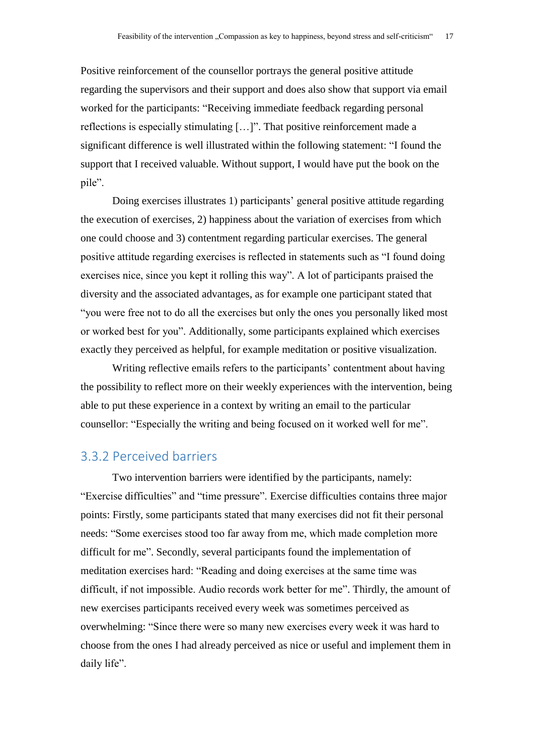Positive reinforcement of the counsellor portrays the general positive attitude regarding the supervisors and their support and does also show that support via email worked for the participants: “Receiving immediate feedback regarding personal reflections is especially stimulating […]”. That positive reinforcement made a significant difference is well illustrated within the following statement: “I found the support that I received valuable. Without support, I would have put the book on the pile”.

Doing exercises illustrates 1) participants’ general positive attitude regarding the execution of exercises, 2) happiness about the variation of exercises from which one could choose and 3) contentment regarding particular exercises. The general positive attitude regarding exercises is reflected in statements such as “I found doing exercises nice, since you kept it rolling this way”. A lot of participants praised the diversity and the associated advantages, as for example one participant stated that “you were free not to do all the exercises but only the ones you personally liked most or worked best for you”. Additionally, some participants explained which exercises exactly they perceived as helpful, for example meditation or positive visualization.

Writing reflective emails refers to the participants’ contentment about having the possibility to reflect more on their weekly experiences with the intervention, being able to put these experience in a context by writing an email to the particular counsellor: “Especially the writing and being focused on it worked well for me”.

### 3.3.2 Perceived barriers

Two intervention barriers were identified by the participants, namely: “Exercise difficulties” and “time pressure”. Exercise difficulties contains three major points: Firstly, some participants stated that many exercises did not fit their personal needs: “Some exercises stood too far away from me, which made completion more difficult for me”. Secondly, several participants found the implementation of meditation exercises hard: “Reading and doing exercises at the same time was difficult, if not impossible. Audio records work better for me”. Thirdly, the amount of new exercises participants received every week was sometimes perceived as overwhelming: “Since there were so many new exercises every week it was hard to choose from the ones I had already perceived as nice or useful and implement them in daily life”.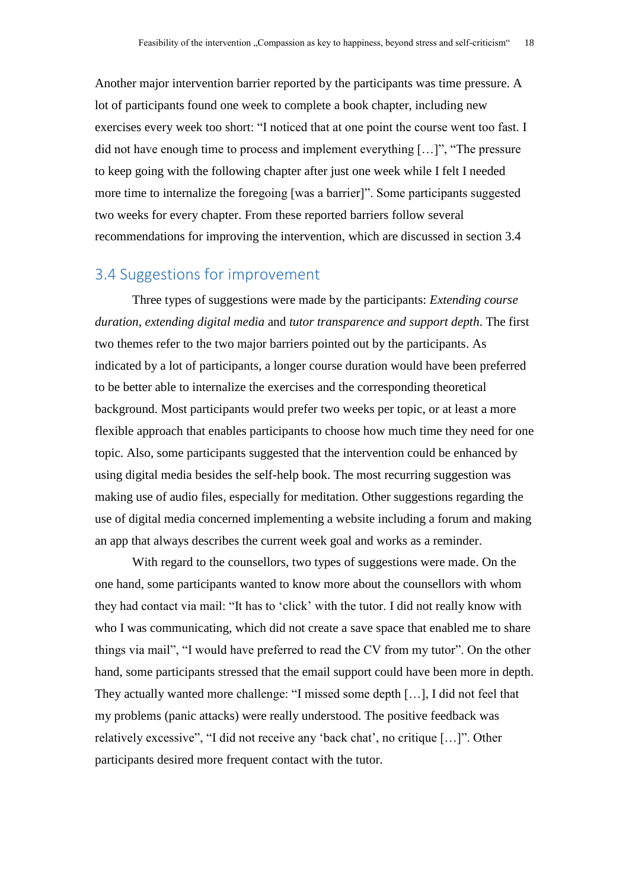Another major intervention barrier reported by the participants was time pressure. A lot of participants found one week to complete a book chapter, including new exercises every week too short: “I noticed that at one point the course went too fast. I did not have enough time to process and implement everything […]”, “The pressure to keep going with the following chapter after just one week while I felt I needed more time to internalize the foregoing [was a barrier]”. Some participants suggested two weeks for every chapter. From these reported barriers follow several recommendations for improving the intervention, which are discussed in section 3.4

## 3.4 Suggestions for improvement

Three types of suggestions were made by the participants: *Extending course duration*, *extending digital media* and *tutor transparence and support depth*. The first two themes refer to the two major barriers pointed out by the participants. As indicated by a lot of participants, a longer course duration would have been preferred to be better able to internalize the exercises and the corresponding theoretical background. Most participants would prefer two weeks per topic, or at least a more flexible approach that enables participants to choose how much time they need for one topic. Also, some participants suggested that the intervention could be enhanced by using digital media besides the self-help book. The most recurring suggestion was making use of audio files, especially for meditation. Other suggestions regarding the use of digital media concerned implementing a website including a forum and making an app that always describes the current week goal and works as a reminder.

With regard to the counsellors, two types of suggestions were made. On the one hand, some participants wanted to know more about the counsellors with whom they had contact via mail: “It has to ‘click’ with the tutor. I did not really know with who I was communicating, which did not create a save space that enabled me to share things via mail”, “I would have preferred to read the CV from my tutor”. On the other hand, some participants stressed that the email support could have been more in depth. They actually wanted more challenge: “I missed some depth […], I did not feel that my problems (panic attacks) were really understood. The positive feedback was relatively excessive”, “I did not receive any ‘back chat’, no critique […]”. Other participants desired more frequent contact with the tutor.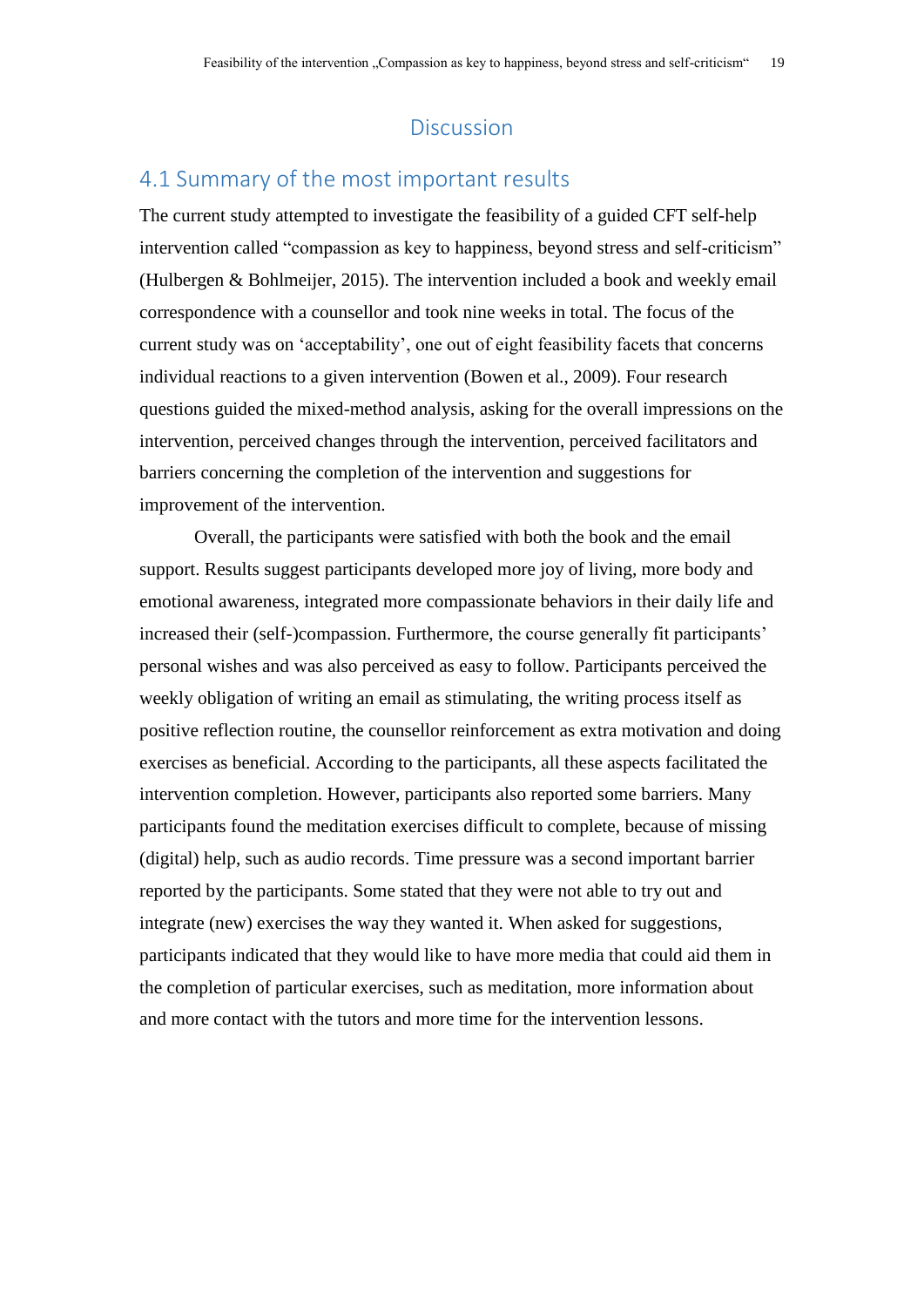# Discussion

## 4.1 Summary of the most important results

The current study attempted to investigate the feasibility of a guided CFT self-help intervention called “compassion as key to happiness, beyond stress and self-criticism” (Hulbergen & Bohlmeijer, 2015). The intervention included a book and weekly email correspondence with a counsellor and took nine weeks in total. The focus of the current study was on ‘acceptability’, one out of eight feasibility facets that concerns individual reactions to a given intervention (Bowen et al., 2009). Four research questions guided the mixed-method analysis, asking for the overall impressions on the intervention, perceived changes through the intervention, perceived facilitators and barriers concerning the completion of the intervention and suggestions for improvement of the intervention.

Overall, the participants were satisfied with both the book and the email support. Results suggest participants developed more joy of living, more body and emotional awareness, integrated more compassionate behaviors in their daily life and increased their (self-)compassion. Furthermore, the course generally fit participants’ personal wishes and was also perceived as easy to follow. Participants perceived the weekly obligation of writing an email as stimulating, the writing process itself as positive reflection routine, the counsellor reinforcement as extra motivation and doing exercises as beneficial. According to the participants, all these aspects facilitated the intervention completion. However, participants also reported some barriers. Many participants found the meditation exercises difficult to complete, because of missing (digital) help, such as audio records. Time pressure was a second important barrier reported by the participants. Some stated that they were not able to try out and integrate (new) exercises the way they wanted it. When asked for suggestions, participants indicated that they would like to have more media that could aid them in the completion of particular exercises, such as meditation, more information about and more contact with the tutors and more time for the intervention lessons.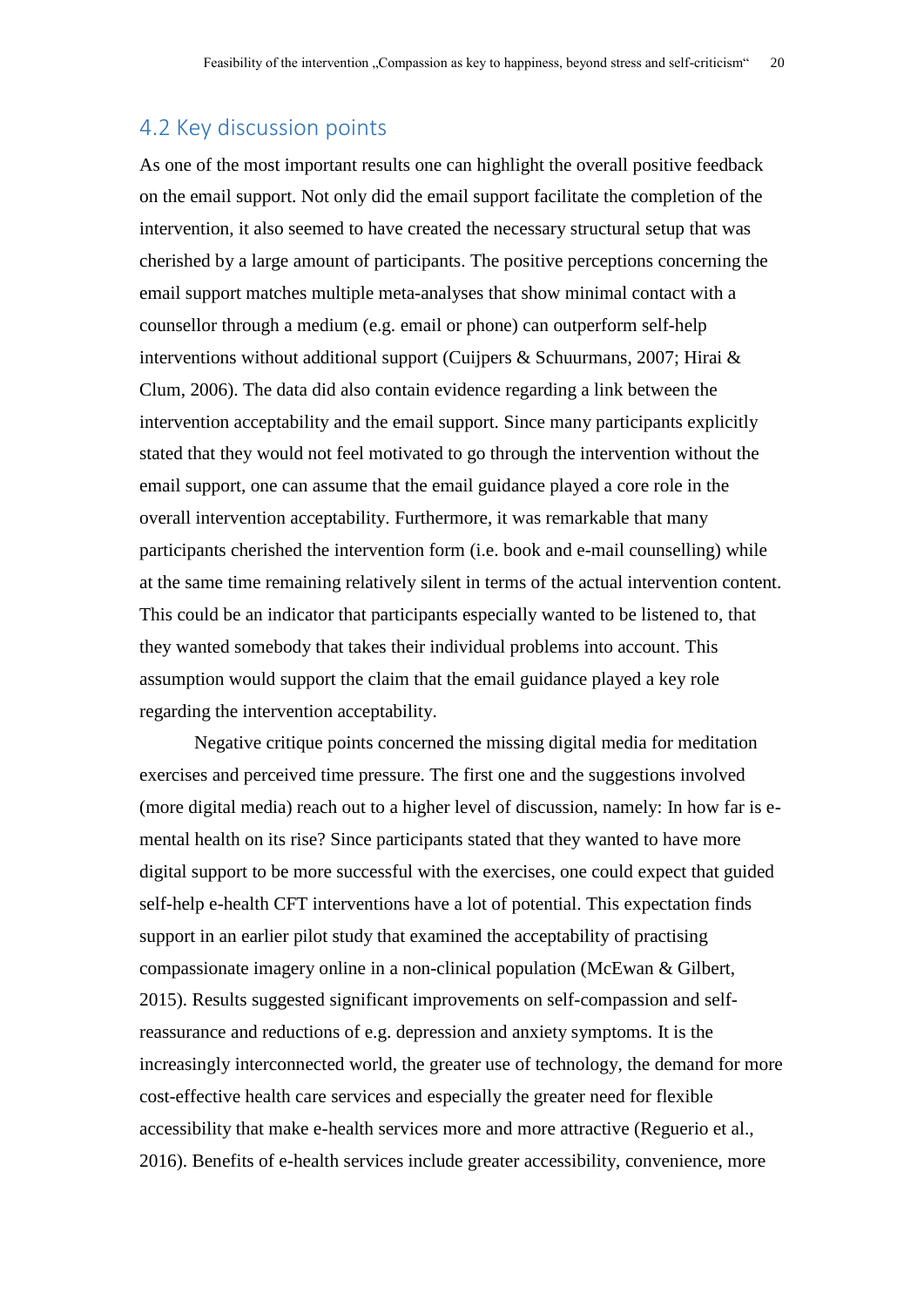## 4.2 Key discussion points

As one of the most important results one can highlight the overall positive feedback on the email support. Not only did the email support facilitate the completion of the intervention, it also seemed to have created the necessary structural setup that was cherished by a large amount of participants. The positive perceptions concerning the email support matches multiple meta-analyses that show minimal contact with a counsellor through a medium (e.g. email or phone) can outperform self-help interventions without additional support (Cuijpers & Schuurmans, 2007; Hirai & Clum, 2006). The data did also contain evidence regarding a link between the intervention acceptability and the email support. Since many participants explicitly stated that they would not feel motivated to go through the intervention without the email support, one can assume that the email guidance played a core role in the overall intervention acceptability. Furthermore, it was remarkable that many participants cherished the intervention form (i.e. book and e-mail counselling) while at the same time remaining relatively silent in terms of the actual intervention content. This could be an indicator that participants especially wanted to be listened to, that they wanted somebody that takes their individual problems into account. This assumption would support the claim that the email guidance played a key role regarding the intervention acceptability.

Negative critique points concerned the missing digital media for meditation exercises and perceived time pressure. The first one and the suggestions involved (more digital media) reach out to a higher level of discussion, namely: In how far is e-mental health on its rise? Since participants stated that they wanted to have more digital support to be more successful with the exercises, one could expect that guided self-help e-health CFT interventions have a lot of potential. This expectation finds support in an earlier pilot study that examined the acceptability of practising compassionate imagery online in a non-clinical population (McEwan & Gilbert, 2015). Results suggested significant improvements on self-compassion and self-reassurance and reductions of e.g. depression and anxiety symptoms. It is the increasingly interconnected world, the greater use of technology, the demand for more cost-effective health care services and especially the greater need for flexible accessibility that make e-health services more and more attractive (Reguerio et al., 2016). Benefits of e-health services include greater accessibility, convenience, more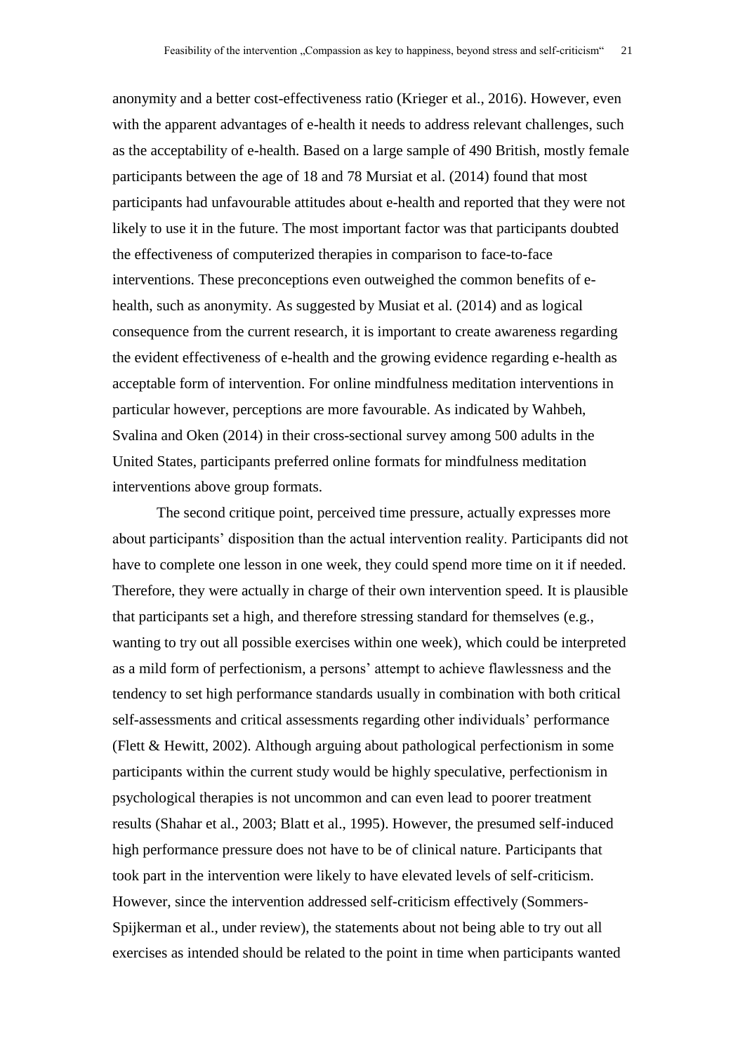anonymity and a better cost-effectiveness ratio (Krieger et al., 2016). However, even with the apparent advantages of e-health it needs to address relevant challenges, such as the acceptability of e-health. Based on a large sample of 490 British, mostly female participants between the age of 18 and 78 Mursiat et al. (2014) found that most participants had unfavourable attitudes about e-health and reported that they were not likely to use it in the future. The most important factor was that participants doubted the effectiveness of computerized therapies in comparison to face-to-face interventions. These preconceptions even outweighed the common benefits of e-health, such as anonymity. As suggested by Musiat et al. (2014) and as logical consequence from the current research, it is important to create awareness regarding the evident effectiveness of e-health and the growing evidence regarding e-health as acceptable form of intervention. For online mindfulness meditation interventions in particular however, perceptions are more favourable. As indicated by Wahbeh, Svalina and Oken (2014) in their cross-sectional survey among 500 adults in the United States, participants preferred online formats for mindfulness meditation interventions above group formats.

The second critique point, perceived time pressure, actually expresses more about participants' disposition than the actual intervention reality. Participants did not have to complete one lesson in one week, they could spend more time on it if needed. Therefore, they were actually in charge of their own intervention speed. It is plausible that participants set a high, and therefore stressing standard for themselves (e.g., wanting to try out all possible exercises within one week), which could be interpreted as a mild form of perfectionism, a persons' attempt to achieve flawlessness and the tendency to set high performance standards usually in combination with both critical self-assessments and critical assessments regarding other individuals' performance (Flett & Hewitt, 2002). Although arguing about pathological perfectionism in some participants within the current study would be highly speculative, perfectionism in psychological therapies is not uncommon and can even lead to poorer treatment results (Shahar et al., 2003; Blatt et al., 1995). However, the presumed self-induced high performance pressure does not have to be of clinical nature. Participants that took part in the intervention were likely to have elevated levels of self-criticism. However, since the intervention addressed self-criticism effectively (Sommers-Spijkerman et al., under review), the statements about not being able to try out all exercises as intended should be related to the point in time when participants wanted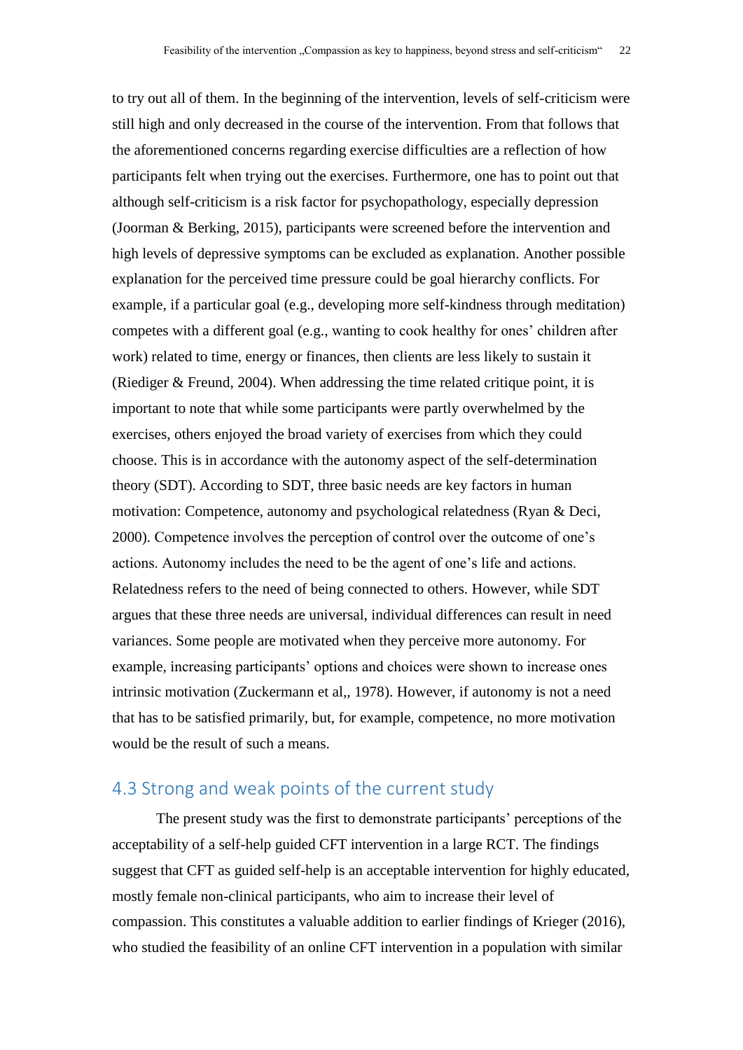to try out all of them. In the beginning of the intervention, levels of self-criticism were still high and only decreased in the course of the intervention. From that follows that the aforementioned concerns regarding exercise difficulties are a reflection of how participants felt when trying out the exercises. Furthermore, one has to point out that although self-criticism is a risk factor for psychopathology, especially depression (Joorman & Berking, 2015), participants were screened before the intervention and high levels of depressive symptoms can be excluded as explanation. Another possible explanation for the perceived time pressure could be goal hierarchy conflicts. For example, if a particular goal (e.g., developing more self-kindness through meditation) competes with a different goal (e.g., wanting to cook healthy for ones' children after work) related to time, energy or finances, then clients are less likely to sustain it (Riediger & Freund, 2004). When addressing the time related critique point, it is important to note that while some participants were partly overwhelmed by the exercises, others enjoyed the broad variety of exercises from which they could choose. This is in accordance with the autonomy aspect of the self-determination theory (SDT). According to SDT, three basic needs are key factors in human motivation: Competence, autonomy and psychological relatedness (Ryan & Deci, 2000). Competence involves the perception of control over the outcome of one's actions. Autonomy includes the need to be the agent of one's life and actions. Relatedness refers to the need of being connected to others. However, while SDT argues that these three needs are universal, individual differences can result in need variances. Some people are motivated when they perceive more autonomy. For example, increasing participants' options and choices were shown to increase ones intrinsic motivation (Zuckermann et al,, 1978). However, if autonomy is not a need that has to be satisfied primarily, but, for example, competence, no more motivation would be the result of such a means.

## 4.3 Strong and weak points of the current study

The present study was the first to demonstrate participants' perceptions of the acceptability of a self-help guided CFT intervention in a large RCT. The findings suggest that CFT as guided self-help is an acceptable intervention for highly educated, mostly female non-clinical participants, who aim to increase their level of compassion. This constitutes a valuable addition to earlier findings of Krieger (2016), who studied the feasibility of an online CFT intervention in a population with similar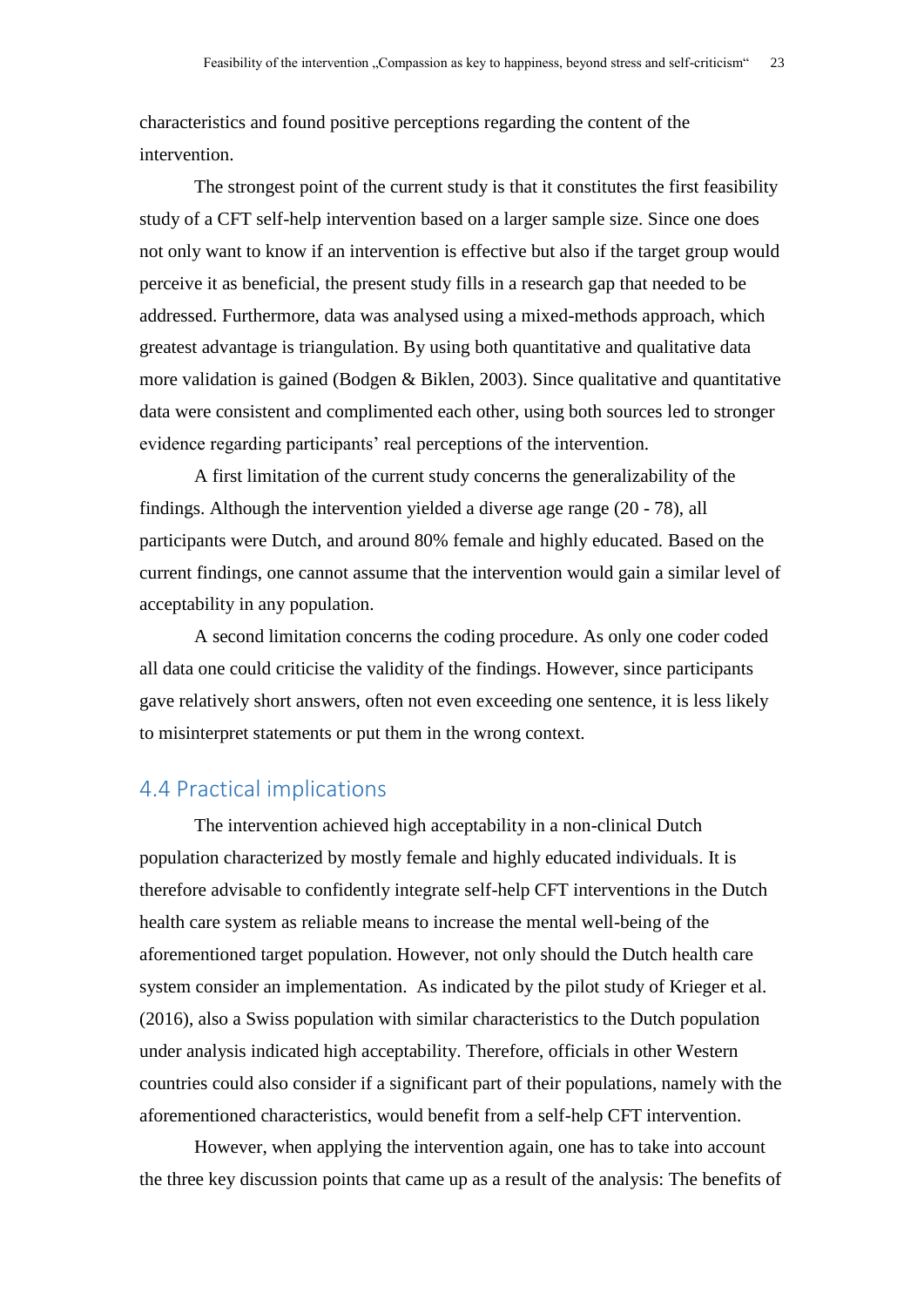characteristics and found positive perceptions regarding the content of the intervention.

The strongest point of the current study is that it constitutes the first feasibility study of a CFT self-help intervention based on a larger sample size. Since one does not only want to know if an intervention is effective but also if the target group would perceive it as beneficial, the present study fills in a research gap that needed to be addressed. Furthermore, data was analysed using a mixed-methods approach, which greatest advantage is triangulation. By using both quantitative and qualitative data more validation is gained (Bodgen & Biklen, 2003). Since qualitative and quantitative data were consistent and complimented each other, using both sources led to stronger evidence regarding participants' real perceptions of the intervention.

A first limitation of the current study concerns the generalizability of the findings. Although the intervention yielded a diverse age range (20 - 78), all participants were Dutch, and around 80% female and highly educated. Based on the current findings, one cannot assume that the intervention would gain a similar level of acceptability in any population.

A second limitation concerns the coding procedure. As only one coder coded all data one could criticise the validity of the findings. However, since participants gave relatively short answers, often not even exceeding one sentence, it is less likely to misinterpret statements or put them in the wrong context.

## 4.4 Practical implications

The intervention achieved high acceptability in a non-clinical Dutch population characterized by mostly female and highly educated individuals. It is therefore advisable to confidently integrate self-help CFT interventions in the Dutch health care system as reliable means to increase the mental well-being of the aforementioned target population. However, not only should the Dutch health care system consider an implementation. As indicated by the pilot study of Krieger et al. (2016), also a Swiss population with similar characteristics to the Dutch population under analysis indicated high acceptability. Therefore, officials in other Western countries could also consider if a significant part of their populations, namely with the aforementioned characteristics, would benefit from a self-help CFT intervention.

However, when applying the intervention again, one has to take into account the three key discussion points that came up as a result of the analysis: The benefits of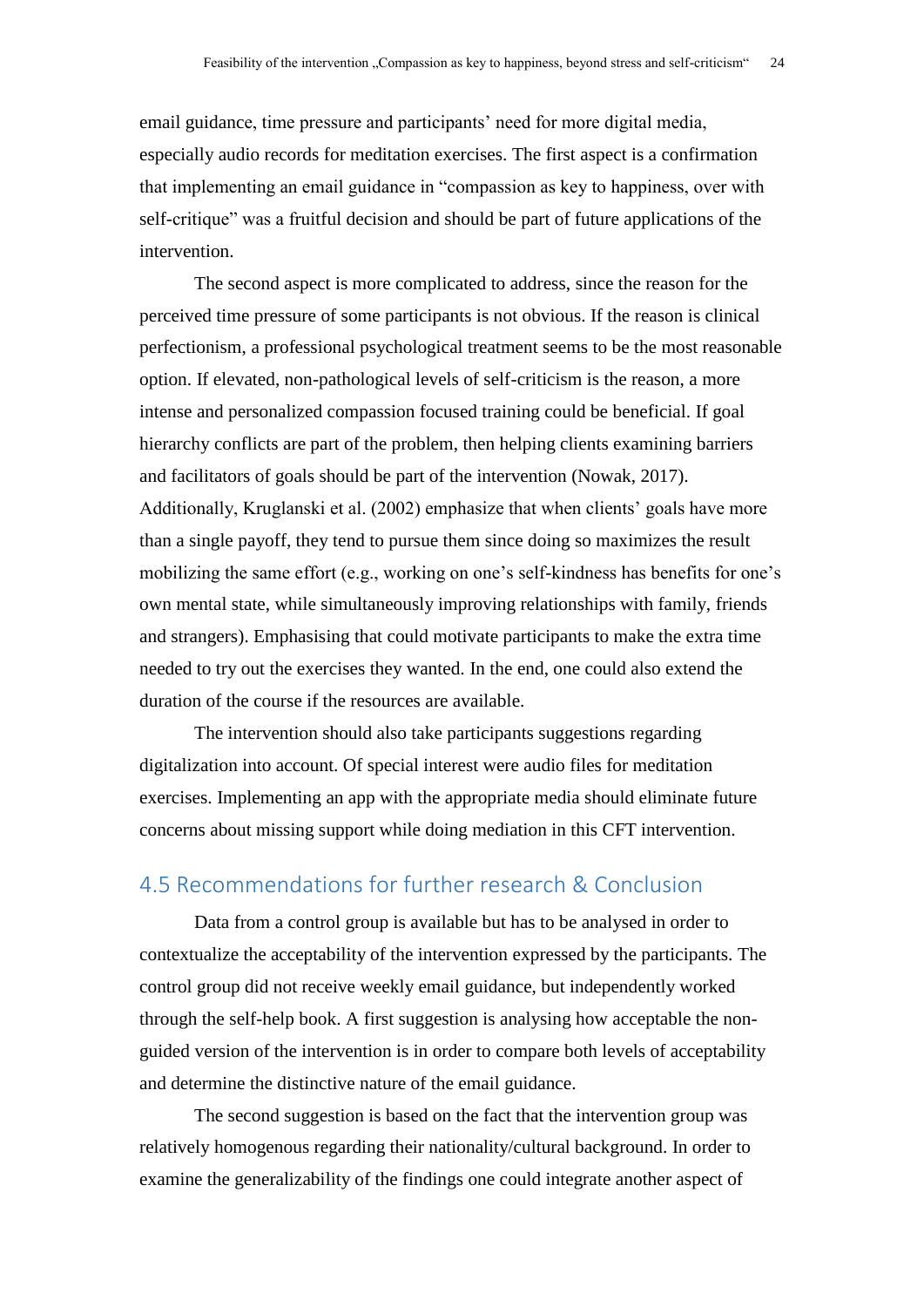email guidance, time pressure and participants' need for more digital media, especially audio records for meditation exercises. The first aspect is a confirmation that implementing an email guidance in "compassion as key to happiness, over with self-critique" was a fruitful decision and should be part of future applications of the intervention.

The second aspect is more complicated to address, since the reason for the perceived time pressure of some participants is not obvious. If the reason is clinical perfectionism, a professional psychological treatment seems to be the most reasonable option. If elevated, non-pathological levels of self-criticism is the reason, a more intense and personalized compassion focused training could be beneficial. If goal hierarchy conflicts are part of the problem, then helping clients examining barriers and facilitators of goals should be part of the intervention (Nowak, 2017). Additionally, Kruglanski et al. (2002) emphasize that when clients' goals have more than a single payoff, they tend to pursue them since doing so maximizes the result mobilizing the same effort (e.g., working on one's self-kindness has benefits for one's own mental state, while simultaneously improving relationships with family, friends and strangers). Emphasising that could motivate participants to make the extra time needed to try out the exercises they wanted. In the end, one could also extend the duration of the course if the resources are available.

The intervention should also take participants suggestions regarding digitalization into account. Of special interest were audio files for meditation exercises. Implementing an app with the appropriate media should eliminate future concerns about missing support while doing mediation in this CFT intervention.

## 4.5 Recommendations for further research & Conclusion

Data from a control group is available but has to be analysed in order to contextualize the acceptability of the intervention expressed by the participants. The control group did not receive weekly email guidance, but independently worked through the self-help book. A first suggestion is analysing how acceptable the non-guided version of the intervention is in order to compare both levels of acceptability and determine the distinctive nature of the email guidance.

The second suggestion is based on the fact that the intervention group was relatively homogenous regarding their nationality/cultural background. In order to examine the generalizability of the findings one could integrate another aspect of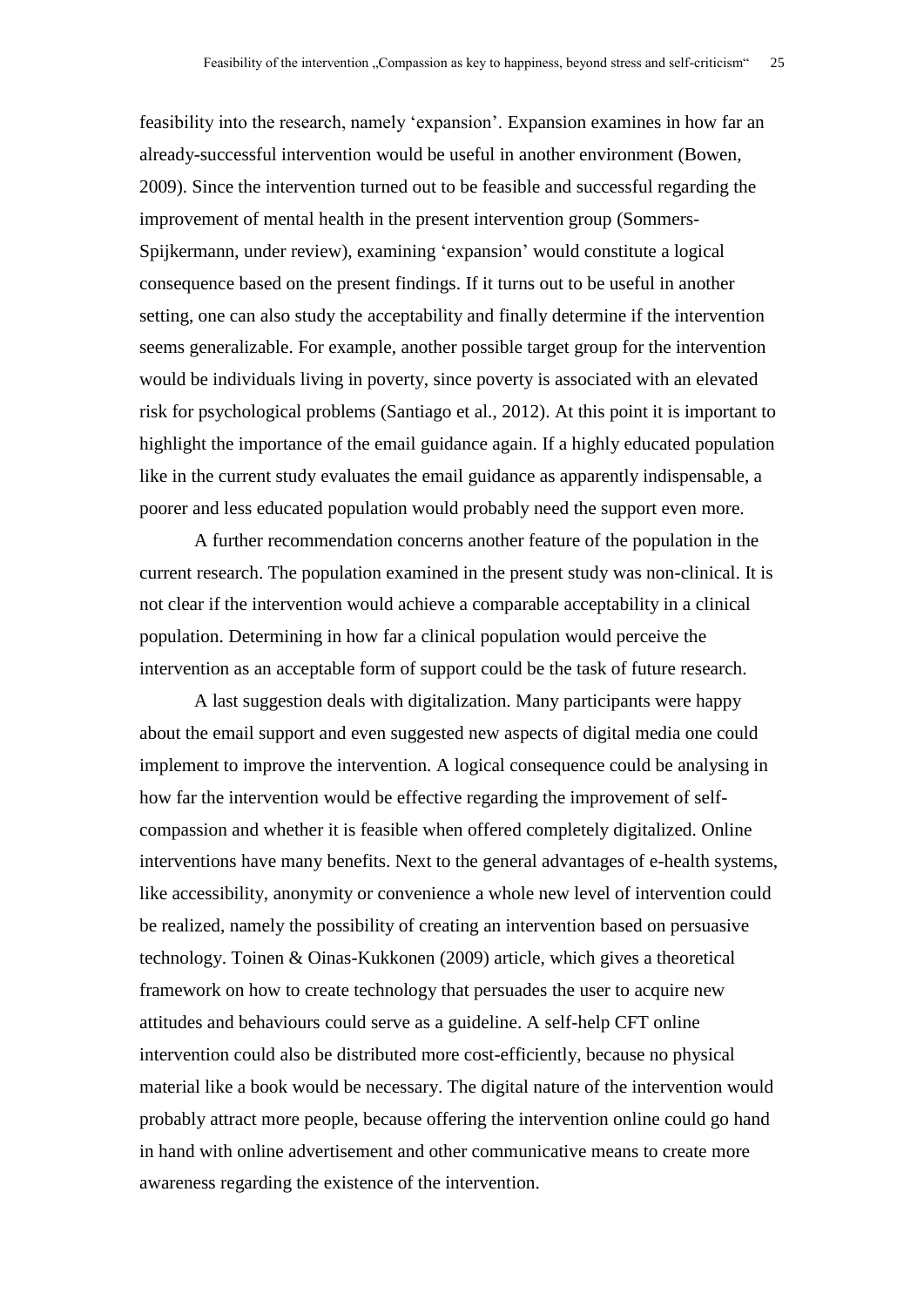feasibility into the research, namely ‘expansion’. Expansion examines in how far an already-successful intervention would be useful in another environment (Bowen, 2009). Since the intervention turned out to be feasible and successful regarding the improvement of mental health in the present intervention group (Sommers-Spijkermann, under review), examining ‘expansion’ would constitute a logical consequence based on the present findings. If it turns out to be useful in another setting, one can also study the acceptability and finally determine if the intervention seems generalizable. For example, another possible target group for the intervention would be individuals living in poverty, since poverty is associated with an elevated risk for psychological problems (Santiago et al., 2012). At this point it is important to highlight the importance of the email guidance again. If a highly educated population like in the current study evaluates the email guidance as apparently indispensable, a poorer and less educated population would probably need the support even more.

A further recommendation concerns another feature of the population in the current research. The population examined in the present study was non-clinical. It is not clear if the intervention would achieve a comparable acceptability in a clinical population. Determining in how far a clinical population would perceive the intervention as an acceptable form of support could be the task of future research.

A last suggestion deals with digitalization. Many participants were happy about the email support and even suggested new aspects of digital media one could implement to improve the intervention. A logical consequence could be analysing in how far the intervention would be effective regarding the improvement of self-compassion and whether it is feasible when offered completely digitalized. Online interventions have many benefits. Next to the general advantages of e-health systems, like accessibility, anonymity or convenience a whole new level of intervention could be realized, namely the possibility of creating an intervention based on persuasive technology. Toinen & Oinas-Kukkonen (2009) article, which gives a theoretical framework on how to create technology that persuades the user to acquire new attitudes and behaviours could serve as a guideline. A self-help CFT online intervention could also be distributed more cost-efficiently, because no physical material like a book would be necessary. The digital nature of the intervention would probably attract more people, because offering the intervention online could go hand in hand with online advertisement and other communicative means to create more awareness regarding the existence of the intervention.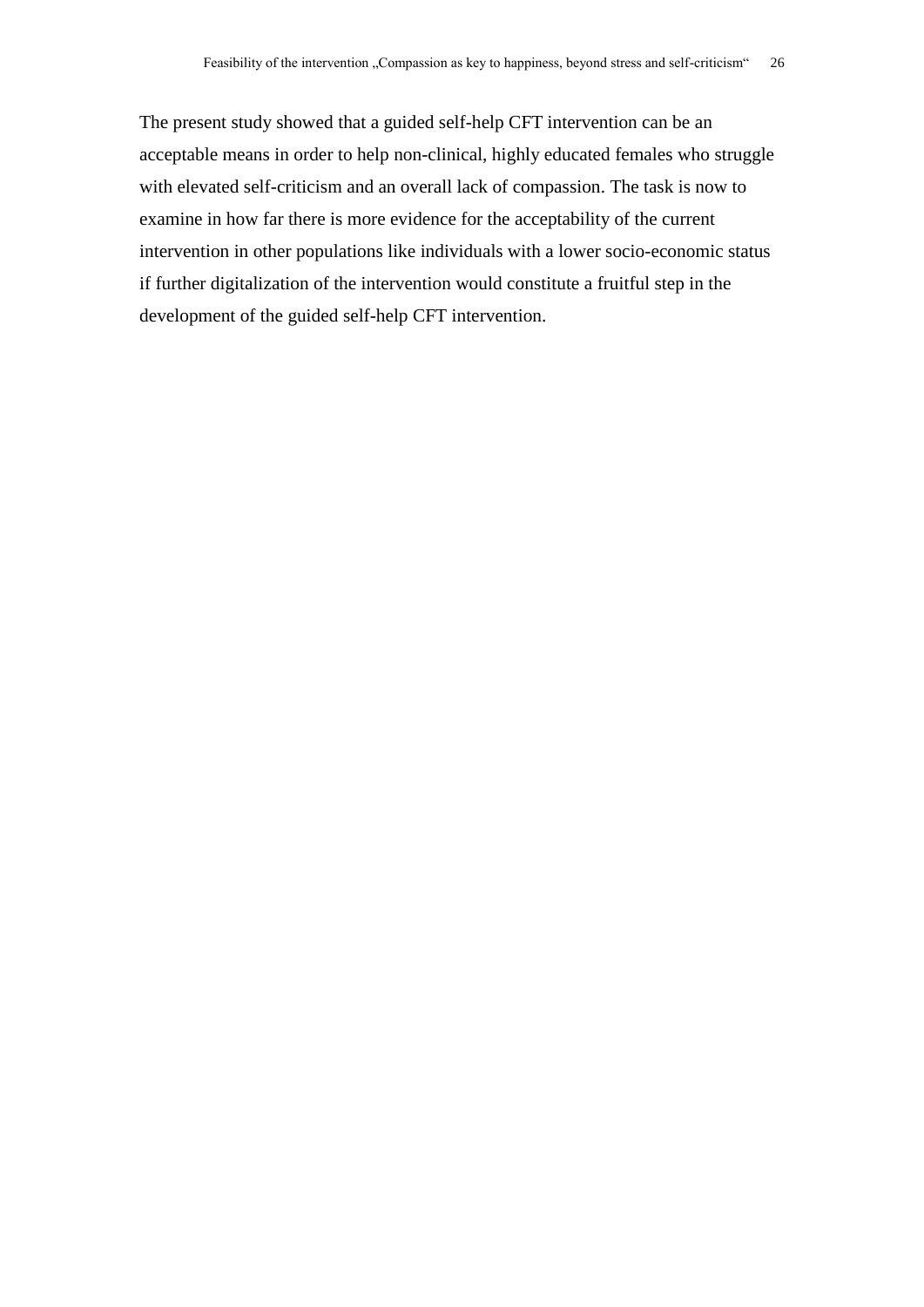The present study showed that a guided self-help CFT intervention can be an acceptable means in order to help non-clinical, highly educated females who struggle with elevated self-criticism and an overall lack of compassion. The task is now to examine in how far there is more evidence for the acceptability of the current intervention in other populations like individuals with a lower socio-economic status if further digitalization of the intervention would constitute a fruitful step in the development of the guided self-help CFT intervention.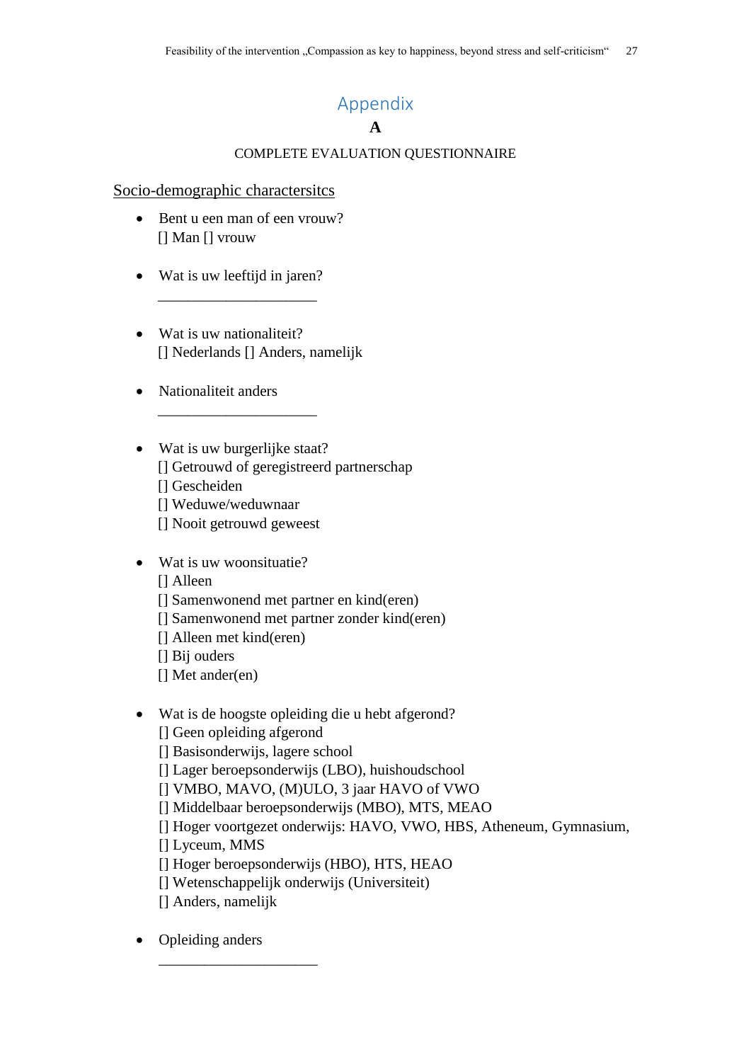# Appendix

## A

COMPLETE EVALUATION QUESTIONNAIRE

Socio-demographic charactersitcs

- Bent u een man of een vrouw?
  [] Man [] vrouw

- Wat is uw leeftijd in jaren?
  _____________________

- Wat is uw nationaliteit?
  [] Nederlands [] Anders, namelijk

- Nationaliteit anders
  _____________________

- Wat is uw burgerlijke staat?
  [] Getrouwd of geregistreerd partnerschap
  [] Gescheiden
  [] Weduwe/weduwnaar
  [] Nooit getrouwd geweest

- Wat is uw woonsituatie?
  [] Alleen
  [] Samenwonend met partner en kind(eren)
  [] Samenwonend met partner zonder kind(eren)
  [] Alleen met kind(eren)
  [] Bij ouders
  [] Met ander(en)

- Wat is de hoogste opleiding die u hebt afgerond?
  [] Geen opleiding afgerond
  [] Basisonderwijs, lagere school
  [] Lager beroepsonderwijs (LBO), huishoudschool
  [] VMBO, MAVO, (M)ULO, 3 jaar HAVO of VWO
  [] Middelbaar beroepsonderwijs (MBO), MTS, MEAO
  [] Hoger voortgezet onderwijs: HAVO, VWO, HBS, Atheneum, Gymnasium,
  [] Lyceum, MMS
  [] Hoger beroepsonderwijs (HBO), HTS, HEAO
  [] Wetenschappelijk onderwijs (Universiteit)
  [] Anders, namelijk

- Opleiding anders
  _____________________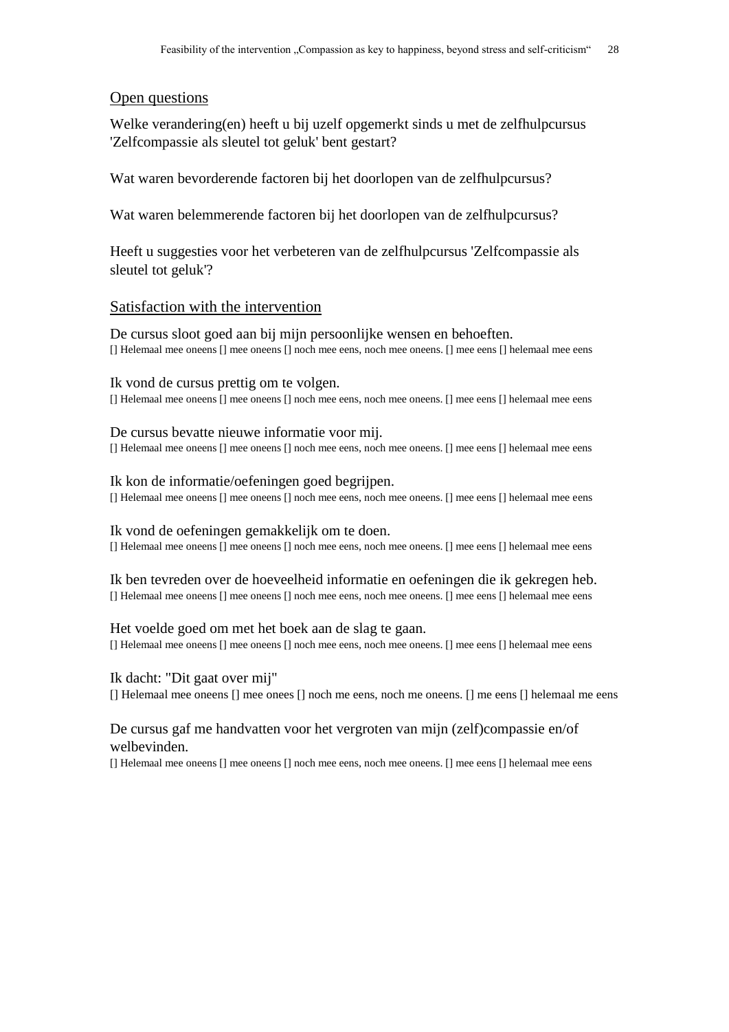## Open questions

Welke verandering(en) heeft u bij uzelf opgemerkt sinds u met de zelfhulpcursus 'Zelfcompassie als sleutel tot geluk' bent gestart?

Wat waren bevorderende factoren bij het doorlopen van de zelfhulpcursus?

Wat waren belemmerende factoren bij het doorlopen van de zelfhulpcursus?

Heeft u suggesties voor het verbeteren van de zelfhulpcursus 'Zelfcompassie als sleutel tot geluk'?

## Satisfaction with the intervention

De cursus sloot goed aan bij mijn persoonlijke wensen en behoeften.
[] Helemaal mee oneens [] mee oneens [] noch mee eens, noch mee oneens. [] mee eens [] helemaal mee eens

Ik vond de cursus prettig om te volgen.
[] Helemaal mee oneens [] mee oneens [] noch mee eens, noch mee oneens. [] mee eens [] helemaal mee eens

De cursus bevatte nieuwe informatie voor mij.
[] Helemaal mee oneens [] mee oneens [] noch mee eens, noch mee oneens. [] mee eens [] helemaal mee eens

Ik kon de informatie/oefeningen goed begrijpen.
[] Helemaal mee oneens [] mee oneens [] noch mee eens, noch mee oneens. [] mee eens [] helemaal mee eens

Ik vond de oefeningen gemakkelijk om te doen.
[] Helemaal mee oneens [] mee oneens [] noch mee eens, noch mee oneens. [] mee eens [] helemaal mee eens

Ik ben tevreden over de hoeveelheid informatie en oefeningen die ik gekregen heb.
[] Helemaal mee oneens [] mee oneens [] noch mee eens, noch mee oneens. [] mee eens [] helemaal mee eens

Het voelde goed om met het boek aan de slag te gaan.
[] Helemaal mee oneens [] mee oneens [] noch mee eens, noch mee oneens. [] mee eens [] helemaal mee eens

Ik dacht: "Dit gaat over mij"
[] Helemaal mee oneens [] mee onees [] noch me eens, noch me oneens. [] me eens [] helemaal me eens

De cursus gaf me handvatten voor het vergroten van mijn (zelf)compassie en/of welbevinden.
[] Helemaal mee oneens [] mee oneens [] noch mee eens, noch mee oneens. [] mee eens [] helemaal mee eens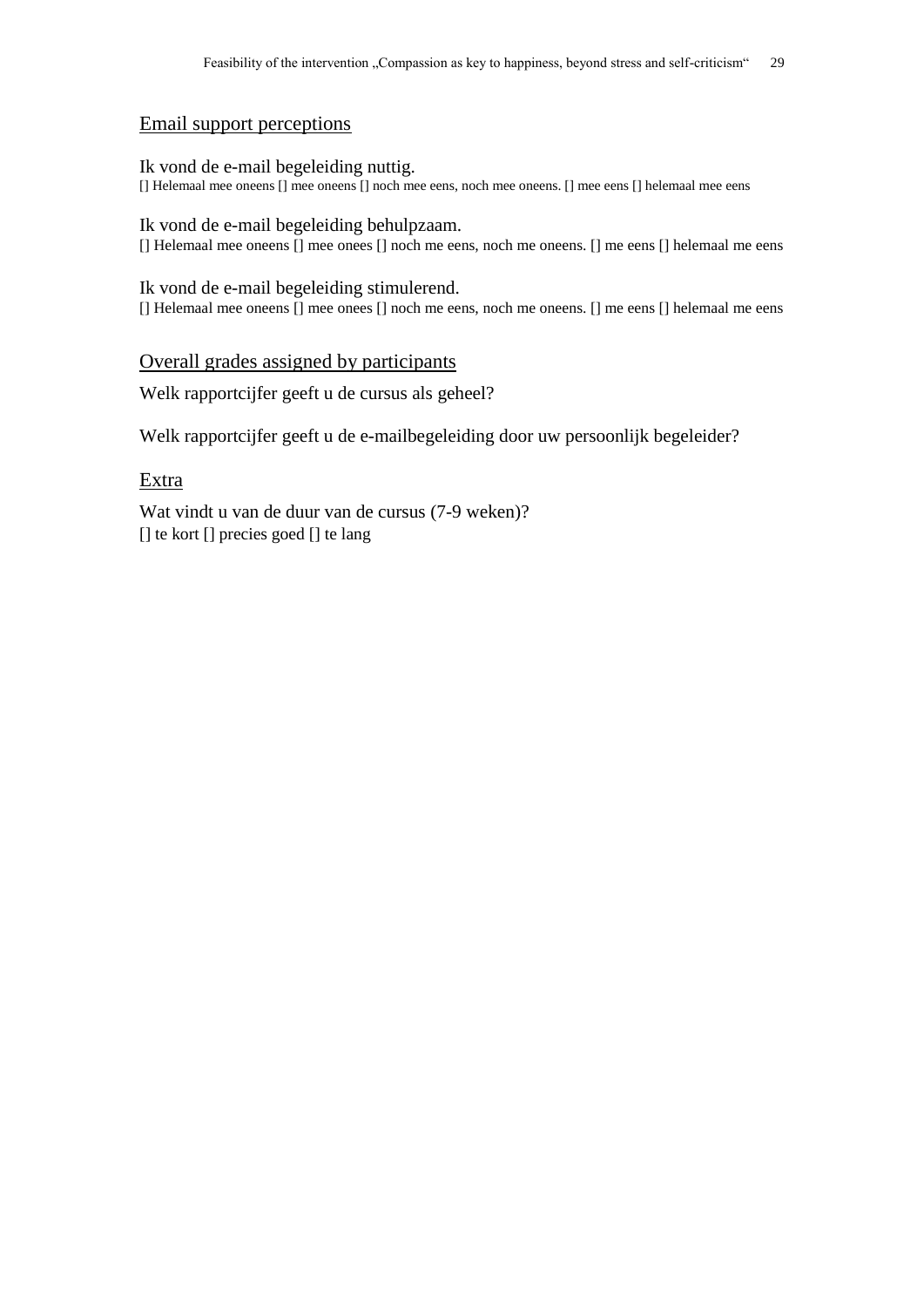## Email support perceptions

Ik vond de e-mail begeleiding nuttig.
[] Helemaal mee oneens [] mee oneens [] noch mee eens, noch mee oneens. [] mee eens [] helemaal mee eens

Ik vond de e-mail begeleiding behulpzaam.
[] Helemaal mee oneens [] mee onees [] noch me eens, noch me oneens. [] me eens [] helemaal me eens

Ik vond de e-mail begeleiding stimulerend.
[] Helemaal mee oneens [] mee onees [] noch me eens, noch me oneens. [] me eens [] helemaal me eens

## Overall grades assigned by participants

Welk rapportcijfer geeft u de cursus als geheel?

Welk rapportcijfer geeft u de e-mailbegeleiding door uw persoonlijk begeleider?

## Extra

Wat vindt u van de duur van de cursus (7-9 weken)?
[] te kort [] precies goed [] te lang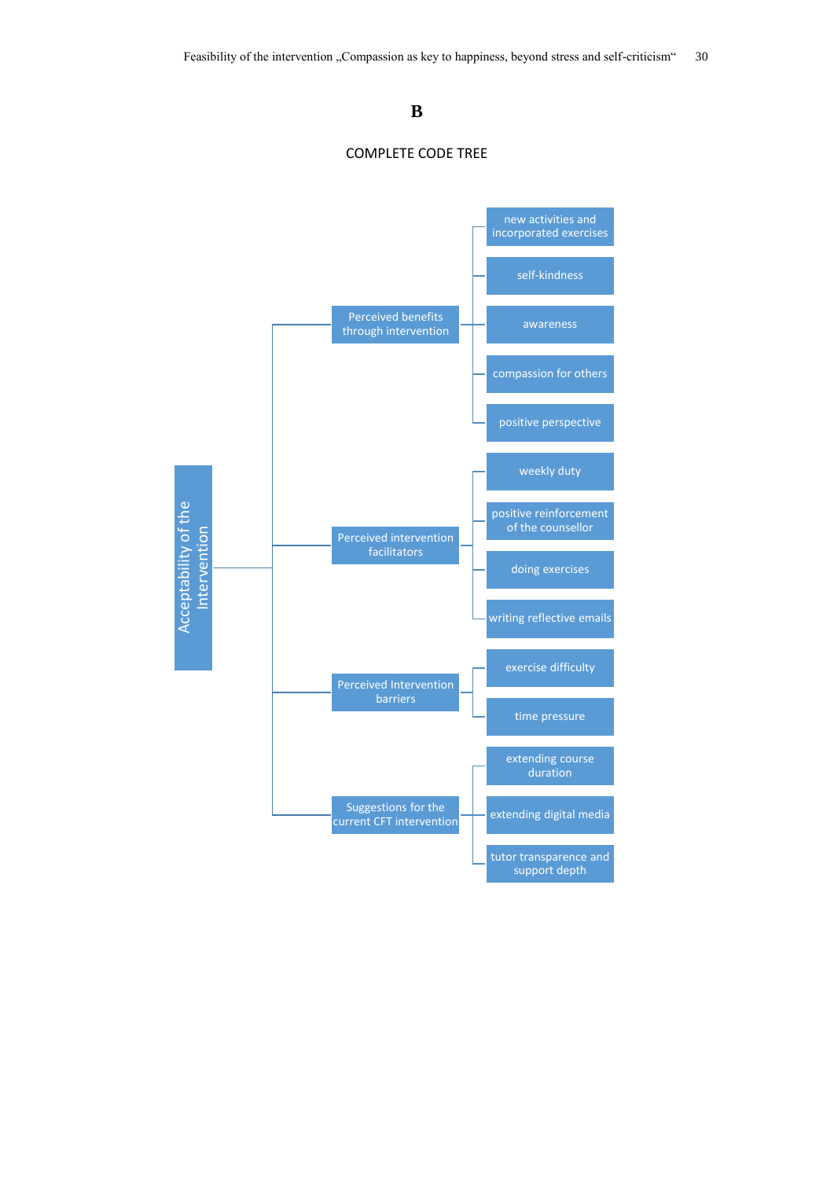# B

## COMPLETE CODE TREE

- Acceptability of the Intervention
  - Perceived benefits through intervention
    - new activities and incorporated exercises
    - self-kindness
    - awareness
    - compassion for others
    - positive perspective
  - Perceived intervention facilitators
    - weekly duty
    - positive reinforcement of the counsellor
    - doing exercises
    - writing reflective emails
  - Perceived Intervention barriers
    - exercise difficulty
    - time pressure
  - Suggestions for the current CFT intervention
    - extending course duration
    - extending digital media
    - tutor transparence and support depth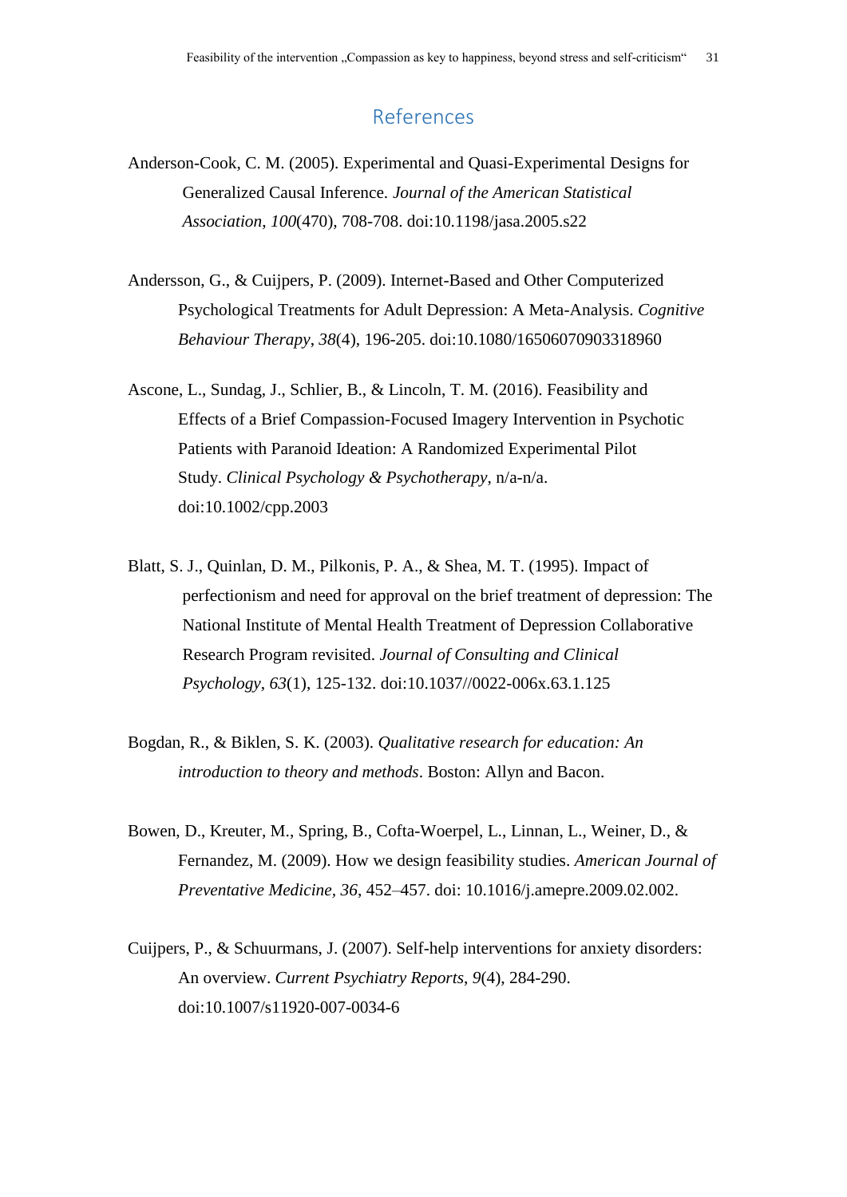# References

Anderson-Cook, C. M. (2005). Experimental and Quasi-Experimental Designs for Generalized Causal Inference. *Journal of the American Statistical Association*, *100*(470), 708-708. doi:10.1198/jasa.2005.s22

Andersson, G., & Cuijpers, P. (2009). Internet-Based and Other Computerized Psychological Treatments for Adult Depression: A Meta-Analysis. *Cognitive Behaviour Therapy*, *38*(4), 196-205. doi:10.1080/16506070903318960

Ascone, L., Sundag, J., Schlier, B., & Lincoln, T. M. (2016). Feasibility and Effects of a Brief Compassion-Focused Imagery Intervention in Psychotic Patients with Paranoid Ideation: A Randomized Experimental Pilot Study. *Clinical Psychology & Psychotherapy*, n/a-n/a. doi:10.1002/cpp.2003

Blatt, S. J., Quinlan, D. M., Pilkonis, P. A., & Shea, M. T. (1995). Impact of perfectionism and need for approval on the brief treatment of depression: The National Institute of Mental Health Treatment of Depression Collaborative Research Program revisited. *Journal of Consulting and Clinical Psychology*, *63*(1), 125-132. doi:10.1037//0022-006x.63.1.125

Bogdan, R., & Biklen, S. K. (2003). *Qualitative research for education: An introduction to theory and methods*. Boston: Allyn and Bacon.

Bowen, D., Kreuter, M., Spring, B., Cofta-Woerpel, L., Linnan, L., Weiner, D., & Fernandez, M. (2009). How we design feasibility studies. *American Journal of Preventative Medicine*, *36*, 452–457. doi: 10.1016/j.amepre.2009.02.002.

Cuijpers, P., & Schuurmans, J. (2007). Self-help interventions for anxiety disorders: An overview. *Current Psychiatry Reports*, *9*(4), 284-290. doi:10.1007/s11920-007-0034-6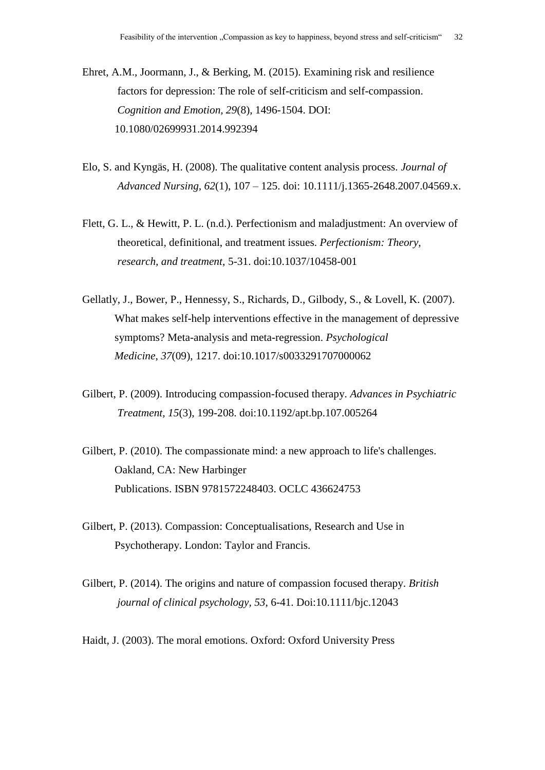Ehret, A.M., Joormann, J., & Berking, M. (2015). Examining risk and resilience factors for depression: The role of self-criticism and self-compassion. *Cognition and Emotion*, *29*(8), 1496-1504. DOI: 10.1080/02699931.2014.992394

Elo, S. and Kyngäs, H. (2008). The qualitative content analysis process. *Journal of Advanced Nursing, 62*(1), 107 – 125. doi: 10.1111/j.1365-2648.2007.04569.x.

Flett, G. L., & Hewitt, P. L. (n.d.). Perfectionism and maladjustment: An overview of theoretical, definitional, and treatment issues. *Perfectionism: Theory, research, and treatment*, 5-31. doi:10.1037/10458-001

Gellatly, J., Bower, P., Hennessy, S., Richards, D., Gilbody, S., & Lovell, K. (2007). What makes self-help interventions effective in the management of depressive symptoms? Meta-analysis and meta-regression. *Psychological Medicine*, *37*(09), 1217. doi:10.1017/s0033291707000062

Gilbert, P. (2009). Introducing compassion-focused therapy. *Advances in Psychiatric Treatment*, *15*(3), 199-208. doi:10.1192/apt.bp.107.005264

Gilbert, P. (2010). The compassionate mind: a new approach to life's challenges. Oakland, CA: New Harbinger Publications. ISBN 9781572248403. OCLC 436624753

Gilbert, P. (2013). Compassion: Conceptualisations, Research and Use in Psychotherapy. London: Taylor and Francis.

Gilbert, P. (2014). The origins and nature of compassion focused therapy. *British journal of clinical psychology, 53*, 6-41. Doi:10.1111/bjc.12043

Haidt, J. (2003). The moral emotions. Oxford: Oxford University Press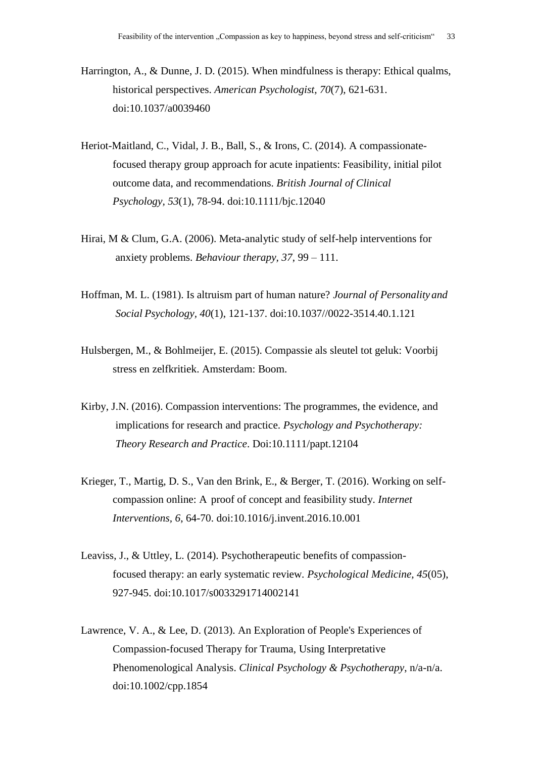Harrington, A., & Dunne, J. D. (2015). When mindfulness is therapy: Ethical qualms, historical perspectives. *American Psychologist, 70*(7), 621-631. doi:10.1037/a0039460

Heriot-Maitland, C., Vidal, J. B., Ball, S., & Irons, C. (2014). A compassionate-focused therapy group approach for acute inpatients: Feasibility, initial pilot outcome data, and recommendations. *British Journal of Clinical Psychology, 53*(1), 78-94. doi:10.1111/bjc.12040

Hirai, M & Clum, G.A. (2006). Meta-analytic study of self-help interventions for anxiety problems. *Behaviour therapy, 37*, 99 – 111.

Hoffman, M. L. (1981). Is altruism part of human nature? *Journal of Personality and Social Psychology, 40*(1), 121-137. doi:10.1037//0022-3514.40.1.121

Hulsbergen, M., & Bohlmeijer, E. (2015). Compassie als sleutel tot geluk: Voorbij stress en zelfkritiek. Amsterdam: Boom.

Kirby, J.N. (2016). Compassion interventions: The programmes, the evidence, and implications for research and practice. *Psychology and Psychotherapy: Theory Research and Practice*. Doi:10.1111/papt.12104

Krieger, T., Martig, D. S., Van den Brink, E., & Berger, T. (2016). Working on self-compassion online: A proof of concept and feasibility study. *Internet Interventions, 6*, 64-70. doi:10.1016/j.invent.2016.10.001

Leaviss, J., & Uttley, L. (2014). Psychotherapeutic benefits of compassion-focused therapy: an early systematic review. *Psychological Medicine, 45*(05), 927-945. doi:10.1017/s0033291714002141

Lawrence, V. A., & Lee, D. (2013). An Exploration of People's Experiences of Compassion-focused Therapy for Trauma, Using Interpretative Phenomenological Analysis. *Clinical Psychology & Psychotherapy*, n/a-n/a. doi:10.1002/cpp.1854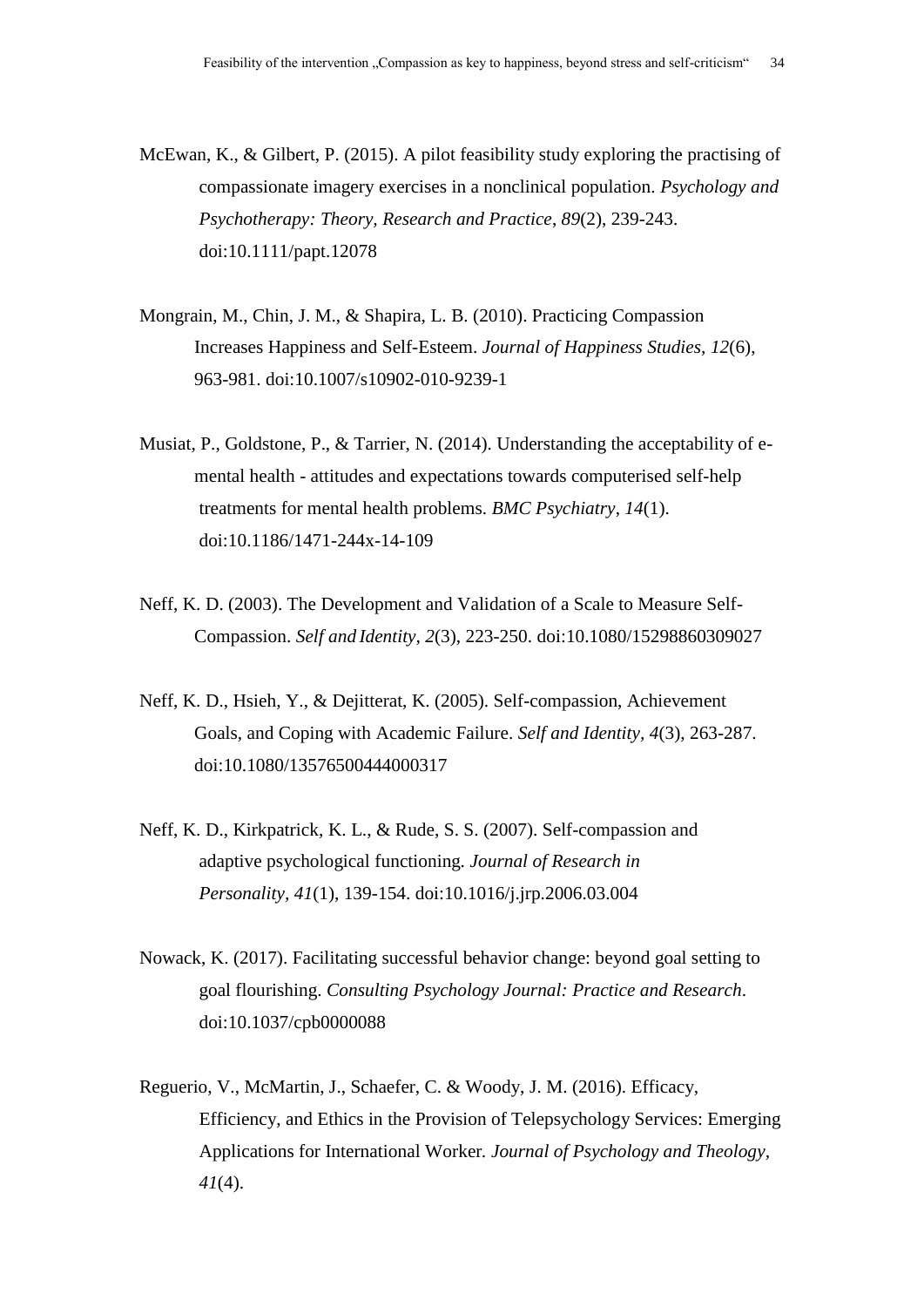McEwan, K., & Gilbert, P. (2015). A pilot feasibility study exploring the practising of compassionate imagery exercises in a nonclinical population. *Psychology and Psychotherapy: Theory, Research and Practice*, *89*(2), 239-243. doi:10.1111/papt.12078

Mongrain, M., Chin, J. M., & Shapira, L. B. (2010). Practicing Compassion Increases Happiness and Self-Esteem. *Journal of Happiness Studies*, *12*(6), 963-981. doi:10.1007/s10902-010-9239-1

Musiat, P., Goldstone, P., & Tarrier, N. (2014). Understanding the acceptability of e-mental health - attitudes and expectations towards computerised self-help treatments for mental health problems. *BMC Psychiatry*, *14*(1). doi:10.1186/1471-244x-14-109

Neff, K. D. (2003). The Development and Validation of a Scale to Measure Self-Compassion. *Self and Identity*, *2*(3), 223-250. doi:10.1080/15298860309027

Neff, K. D., Hsieh, Y., & Dejitterat, K. (2005). Self-compassion, Achievement Goals, and Coping with Academic Failure. *Self and Identity*, *4*(3), 263-287. doi:10.1080/13576500444000317

Neff, K. D., Kirkpatrick, K. L., & Rude, S. S. (2007). Self-compassion and adaptive psychological functioning. *Journal of Research in Personality*, *41*(1), 139-154. doi:10.1016/j.jrp.2006.03.004

Nowack, K. (2017). Facilitating successful behavior change: beyond goal setting to goal flourishing. *Consulting Psychology Journal: Practice and Research*. doi:10.1037/cpb0000088

Reguerio, V., McMartin, J., Schaefer, C. & Woody, J. M. (2016). Efficacy, Efficiency, and Ethics in the Provision of Telepsychology Services: Emerging Applications for International Worker. *Journal of Psychology and Theology*, *41*(4).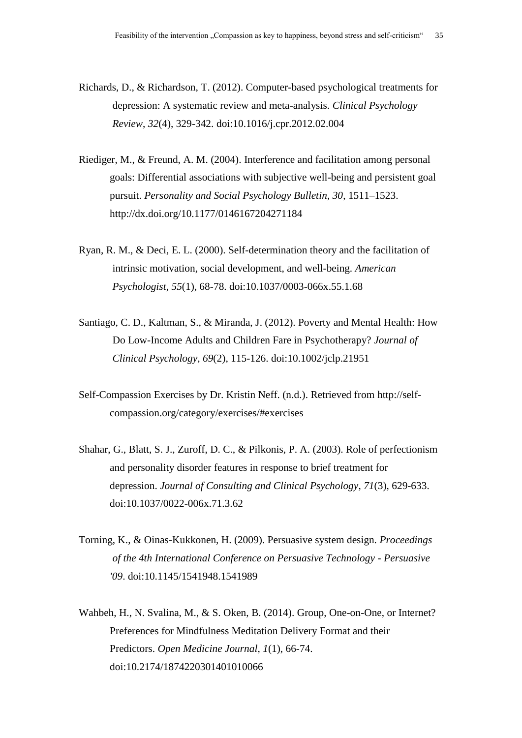Richards, D., & Richardson, T. (2012). Computer-based psychological treatments for depression: A systematic review and meta-analysis. *Clinical Psychology Review*, *32*(4), 329-342. doi:10.1016/j.cpr.2012.02.004

Riediger, M., & Freund, A. M. (2004). Interference and facilitation among personal goals: Differential associations with subjective well-being and persistent goal pursuit. *Personality and Social Psychology Bulletin, 30*, 1511–1523. http://dx.doi.org/10.1177/0146167204271184

Ryan, R. M., & Deci, E. L. (2000). Self-determination theory and the facilitation of intrinsic motivation, social development, and well-being. *American Psychologist*, *55*(1), 68-78. doi:10.1037/0003-066x.55.1.68

Santiago, C. D., Kaltman, S., & Miranda, J. (2012). Poverty and Mental Health: How Do Low-Income Adults and Children Fare in Psychotherapy? *Journal of Clinical Psychology*, *69*(2), 115-126. doi:10.1002/jclp.21951

Self-Compassion Exercises by Dr. Kristin Neff. (n.d.). Retrieved from http://self-compassion.org/category/exercises/#exercises

Shahar, G., Blatt, S. J., Zuroff, D. C., & Pilkonis, P. A. (2003). Role of perfectionism and personality disorder features in response to brief treatment for depression. *Journal of Consulting and Clinical Psychology*, *71*(3), 629-633. doi:10.1037/0022-006x.71.3.62

Torning, K., & Oinas-Kukkonen, H. (2009). Persuasive system design. *Proceedings of the 4th International Conference on Persuasive Technology - Persuasive '09*. doi:10.1145/1541948.1541989

Wahbeh, H., N. Svalina, M., & S. Oken, B. (2014). Group, One-on-One, or Internet? Preferences for Mindfulness Meditation Delivery Format and their Predictors. *Open Medicine Journal*, *1*(1), 66-74. doi:10.2174/1874220301401010066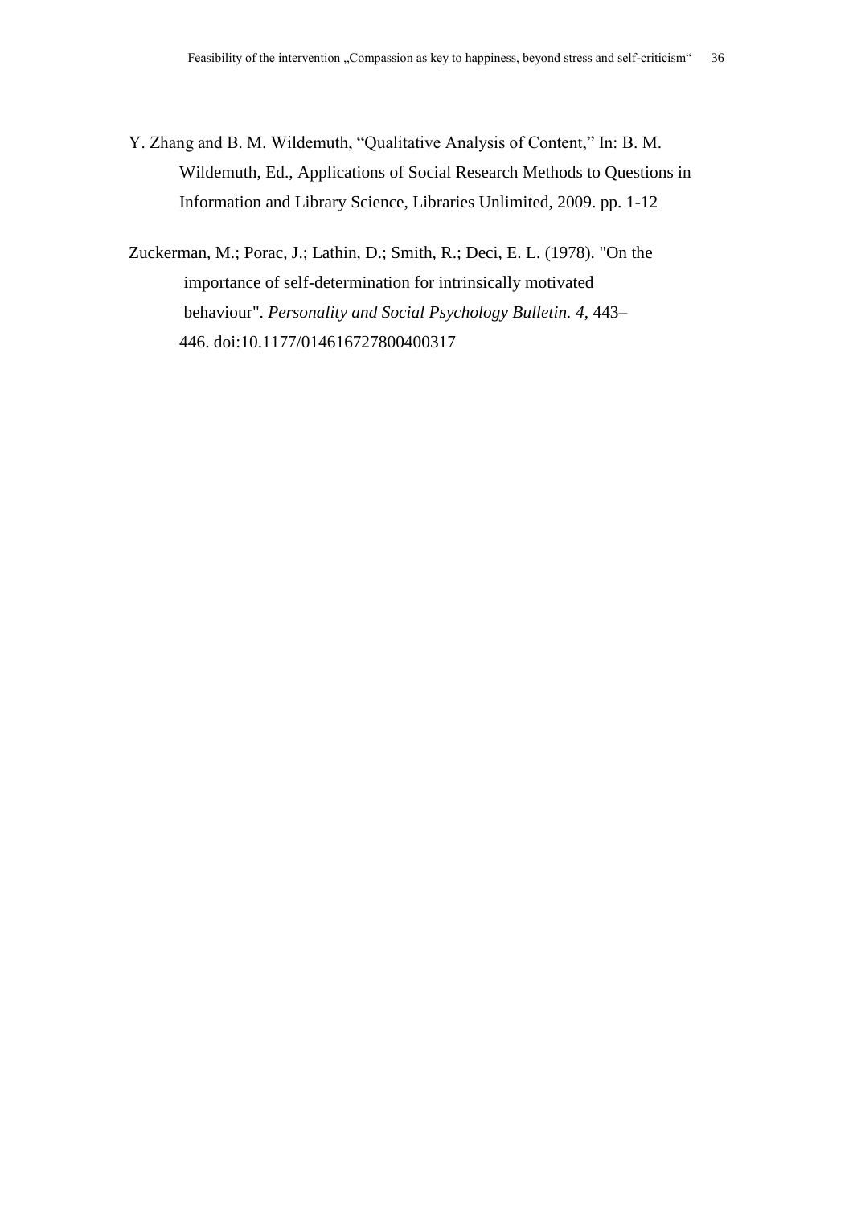Y. Zhang and B. M. Wildemuth, "Qualitative Analysis of Content," In: B. M. Wildemuth, Ed., Applications of Social Research Methods to Questions in Information and Library Science, Libraries Unlimited, 2009. pp. 1-12

Zuckerman, M.; Porac, J.; Lathin, D.; Smith, R.; Deci, E. L. (1978). "On the importance of self-determination for intrinsically motivated behaviour". *Personality and Social Psychology Bulletin. 4*, 443–446. doi:10.1177/014616727800400317